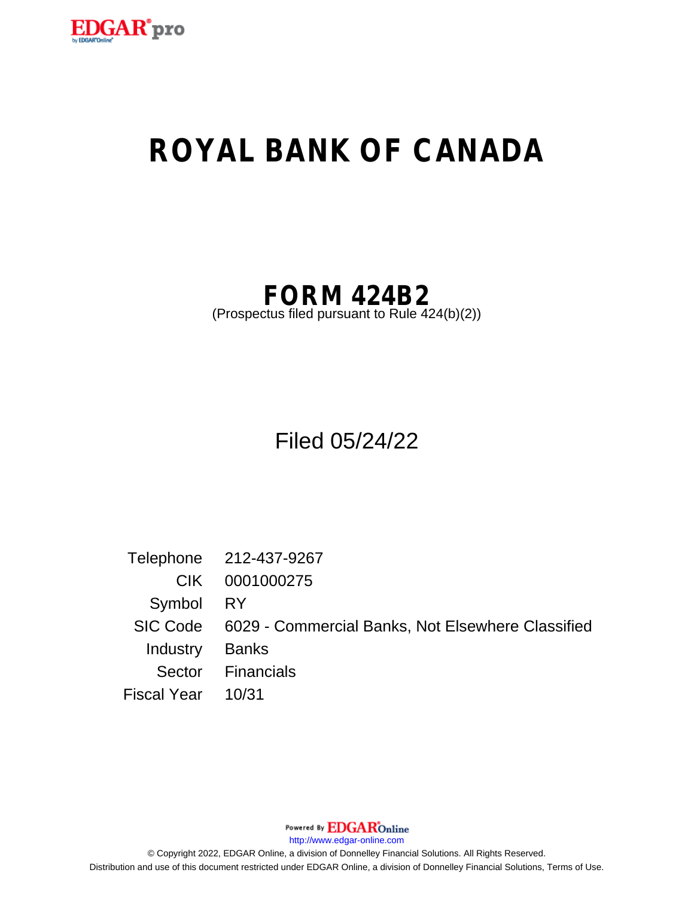# ROYAL BANK OF CANADA

## FORM 424B2

(Prospectus filed pursuant to Rule 424(b)(2))

Filed 05/24/22

| | |
|---|---|
| Telephone | 212-437-9267 |
| CIK | 0001000275 |
| Symbol | RY |
| SIC Code | 6029 - Commercial Banks, Not Elsewhere Classified |
| Industry | Banks |
| Sector | Financials |
| Fiscal Year | 10/31 |

Powered By EDGAR Online

http://www.edgar-online.com

© Copyright 2022, EDGAR Online, a division of Donnelley Financial Solutions. All Rights Reserved.

Distribution and use of this document restricted under EDGAR Online, a division of Donnelley Financial Solutions, Terms of Use.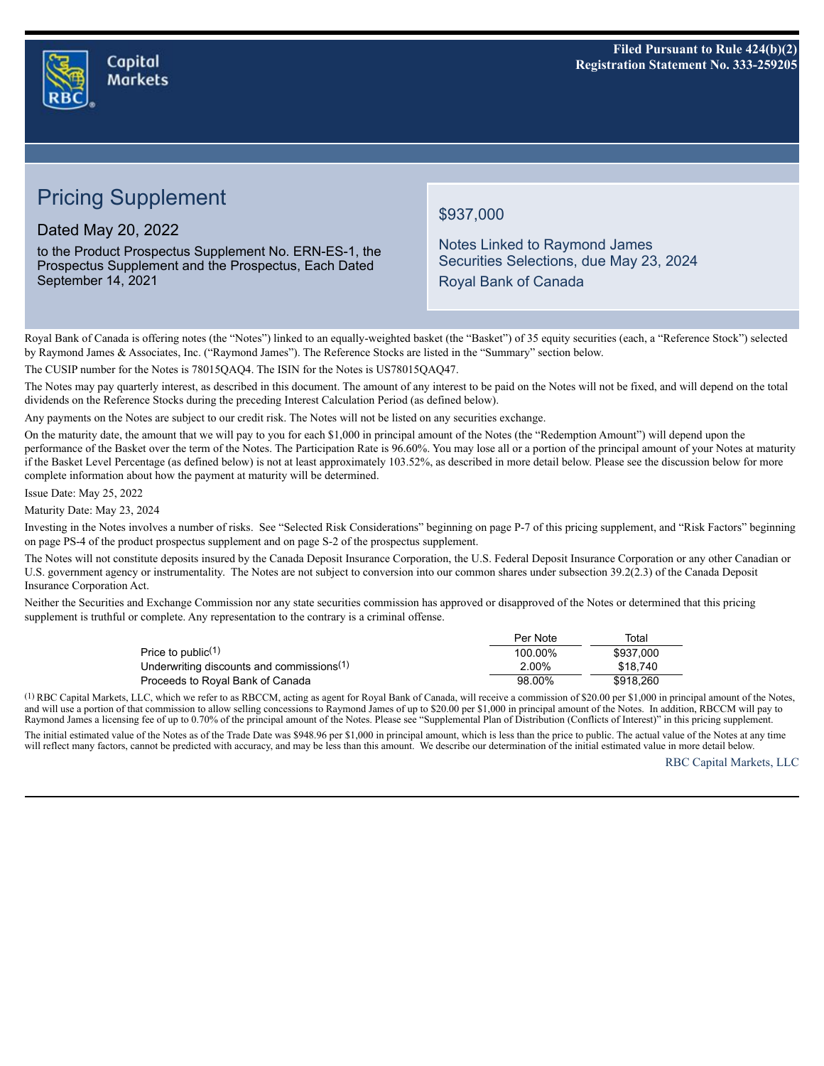Filed Pursuant to Rule 424(b)(2)
Registration Statement No. 333-259205

# Pricing Supplement

Dated May 20, 2022

to the Product Prospectus Supplement No. ERN-ES-1, the Prospectus Supplement and the Prospectus, Each Dated September 14, 2021

## $937,000

Notes Linked to Raymond James Securities Selections, due May 23, 2024

Royal Bank of Canada

Royal Bank of Canada is offering notes (the "Notes") linked to an equally-weighted basket (the "Basket") of 35 equity securities (each, a "Reference Stock") selected by Raymond James & Associates, Inc. ("Raymond James"). The Reference Stocks are listed in the "Summary" section below.

The CUSIP number for the Notes is 78015QAQ4. The ISIN for the Notes is US78015QAQ47.

The Notes may pay quarterly interest, as described in this document. The amount of any interest to be paid on the Notes will not be fixed, and will depend on the total dividends on the Reference Stocks during the preceding Interest Calculation Period (as defined below).

Any payments on the Notes are subject to our credit risk. The Notes will not be listed on any securities exchange.

On the maturity date, the amount that we will pay to you for each $1,000 in principal amount of the Notes (the "Redemption Amount") will depend upon the performance of the Basket over the term of the Notes. The Participation Rate is 96.60%. You may lose all or a portion of the principal amount of your Notes at maturity if the Basket Level Percentage (as defined below) is not at least approximately 103.52%, as described in more detail below. Please see the discussion below for more complete information about how the payment at maturity will be determined.

Issue Date: May 25, 2022

Maturity Date: May 23, 2024

Investing in the Notes involves a number of risks. See "Selected Risk Considerations" beginning on page P-7 of this pricing supplement, and "Risk Factors" beginning on page PS-4 of the product prospectus supplement and on page S-2 of the prospectus supplement.

The Notes will not constitute deposits insured by the Canada Deposit Insurance Corporation, the U.S. Federal Deposit Insurance Corporation or any other Canadian or U.S. government agency or instrumentality. The Notes are not subject to conversion into our common shares under subsection 39.2(2.3) of the Canada Deposit Insurance Corporation Act.

Neither the Securities and Exchange Commission nor any state securities commission has approved or disapproved of the Notes or determined that this pricing supplement is truthful or complete. Any representation to the contrary is a criminal offense.

| | Per Note | Total |
|---|---|---|
| Price to public[(1)] | 100.00% | $937,000 |
| Underwriting discounts and commissions[(1)] | 2.00% | $18,740 |
| Proceeds to Royal Bank of Canada | 98.00% | $918,260 |

[(1)] RBC Capital Markets, LLC, which we refer to as RBCCM, acting as agent for Royal Bank of Canada, will receive a commission of $20.00 per $1,000 in principal amount of the Notes, and will use a portion of that commission to allow selling concessions to Raymond James of up to $20.00 per $1,000 in principal amount of the Notes. In addition, RBCCM will pay to Raymond James a licensing fee of up to 0.70% of the principal amount of the Notes. Please see "Supplemental Plan of Distribution (Conflicts of Interest)" in this pricing supplement.

The initial estimated value of the Notes as of the Trade Date was $948.96 per $1,000 in principal amount, which is less than the price to public. The actual value of the Notes at any time will reflect many factors, cannot be predicted with accuracy, and may be less than this amount. We describe our determination of the initial estimated value in more detail below.

RBC Capital Markets, LLC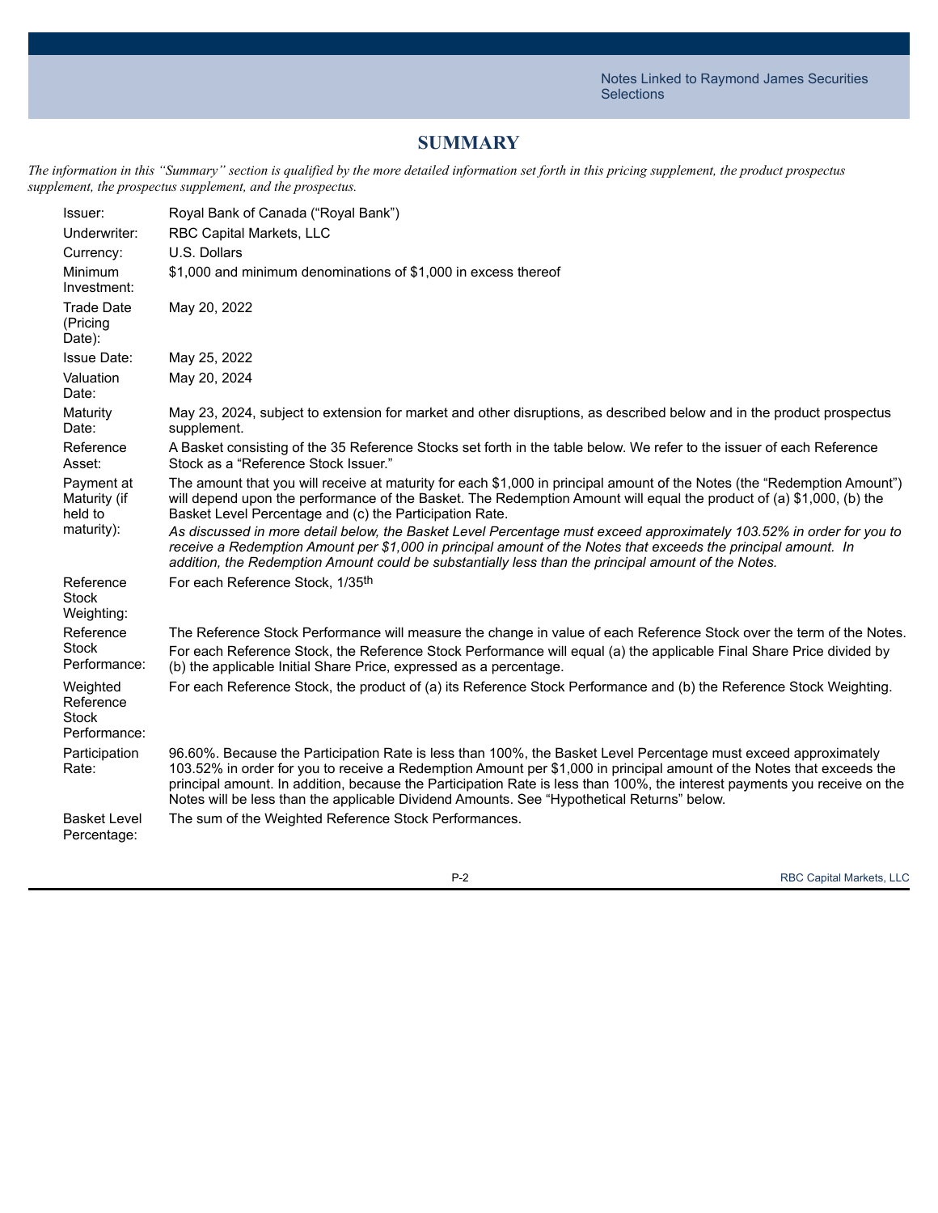# SUMMARY

*The information in this "Summary" section is qualified by the more detailed information set forth in this pricing supplement, the product prospectus supplement, the prospectus supplement, and the prospectus.*

| | |
|---|---|
| Issuer: | Royal Bank of Canada ("Royal Bank") |
| Underwriter: | RBC Capital Markets, LLC |
| Currency: | U.S. Dollars |
| Minimum Investment: | $1,000 and minimum denominations of $1,000 in excess thereof |
| Trade Date (Pricing Date): | May 20, 2022 |
| Issue Date: | May 25, 2022 |
| Valuation Date: | May 20, 2024 |
| Maturity Date: | May 23, 2024, subject to extension for market and other disruptions, as described below and in the product prospectus supplement. |
| Reference Asset: | A Basket consisting of the 35 Reference Stocks set forth in the table below. We refer to the issuer of each Reference Stock as a "Reference Stock Issuer." |
| Payment at Maturity (if held to maturity): | The amount that you will receive at maturity for each $1,000 in principal amount of the Notes (the "Redemption Amount") will depend upon the performance of the Basket. The Redemption Amount will equal the product of (a) $1,000, (b) the Basket Level Percentage and (c) the Participation Rate.<br>*As discussed in more detail below, the Basket Level Percentage must exceed approximately 103.52% in order for you to receive a Redemption Amount per $1,000 in principal amount of the Notes that exceeds the principal amount. In addition, the Redemption Amount could be substantially less than the principal amount of the Notes.* |
| Reference Stock Weighting: | For each Reference Stock, 1/35th |
| Reference Stock Performance: | The Reference Stock Performance will measure the change in value of each Reference Stock over the term of the Notes.<br>For each Reference Stock, the Reference Stock Performance will equal (a) the applicable Final Share Price divided by (b) the applicable Initial Share Price, expressed as a percentage. |
| Weighted Reference Stock Performance: | For each Reference Stock, the product of (a) its Reference Stock Performance and (b) the Reference Stock Weighting. |
| Participation Rate: | 96.60%. Because the Participation Rate is less than 100%, the Basket Level Percentage must exceed approximately 103.52% in order for you to receive a Redemption Amount per $1,000 in principal amount of the Notes that exceeds the principal amount. In addition, because the Participation Rate is less than 100%, the interest payments you receive on the Notes will be less than the applicable Dividend Amounts. See "Hypothetical Returns" below. |
| Basket Level Percentage: | The sum of the Weighted Reference Stock Performances. |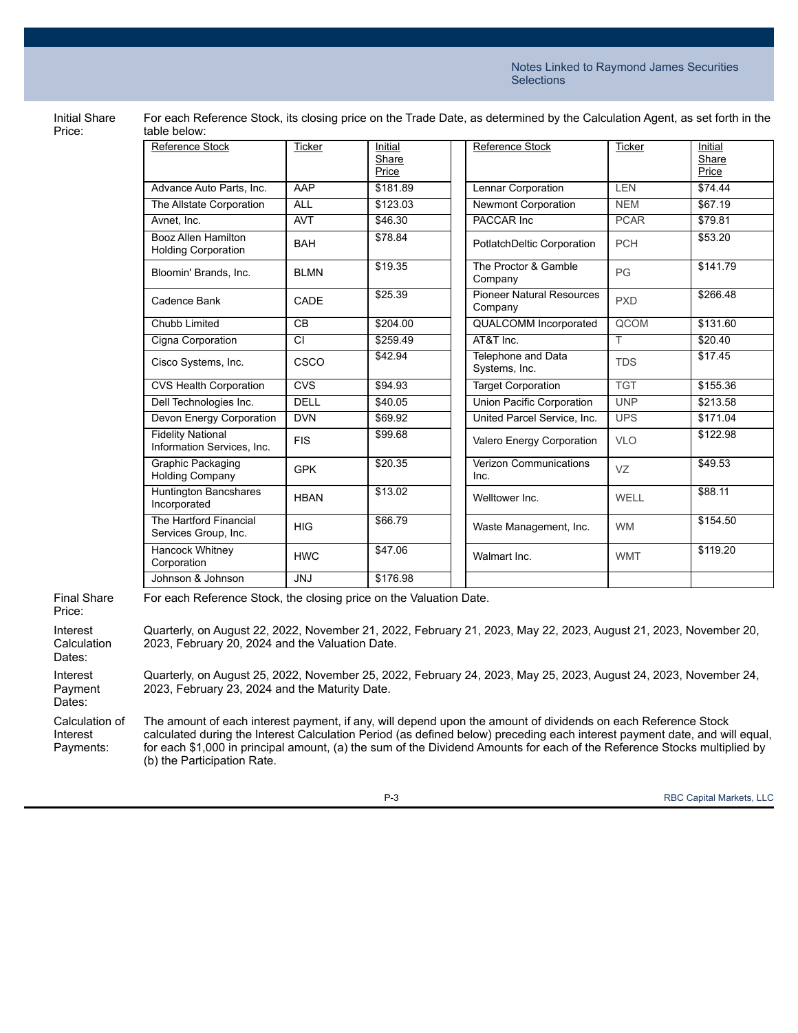**Initial Share Price:** For each Reference Stock, its closing price on the Trade Date, as determined by the Calculation Agent, as set forth in the table below:

| Reference Stock | Ticker | Initial Share Price | Reference Stock | Ticker | Initial Share Price |
|---|---|---|---|---|---|
| Advance Auto Parts, Inc. | AAP | $181.89 | Lennar Corporation | LEN | $74.44 |
| The Allstate Corporation | ALL | $123.03 | Newmont Corporation | NEM | $67.19 |
| Avnet, Inc. | AVT | $46.30 | PACCAR Inc | PCAR | $79.81 |
| Booz Allen Hamilton Holding Corporation | BAH | $78.84 | PotlatchDeltic Corporation | PCH | $53.20 |
| Bloomin' Brands, Inc. | BLMN | $19.35 | The Proctor & Gamble Company | PG | $141.79 |
| Cadence Bank | CADE | $25.39 | Pioneer Natural Resources Company | PXD | $266.48 |
| Chubb Limited | CB | $204.00 | QUALCOMM Incorporated | QCOM | $131.60 |
| Cigna Corporation | CI | $259.49 | AT&T Inc. | T | $20.40 |
| Cisco Systems, Inc. | CSCO | $42.94 | Telephone and Data Systems, Inc. | TDS | $17.45 |
| CVS Health Corporation | CVS | $94.93 | Target Corporation | TGT | $155.36 |
| Dell Technologies Inc. | DELL | $40.05 | Union Pacific Corporation | UNP | $213.58 |
| Devon Energy Corporation | DVN | $69.92 | United Parcel Service, Inc. | UPS | $171.04 |
| Fidelity National Information Services, Inc. | FIS | $99.68 | Valero Energy Corporation | VLO | $122.98 |
| Graphic Packaging Holding Company | GPK | $20.35 | Verizon Communications Inc. | VZ | $49.53 |
| Huntington Bancshares Incorporated | HBAN | $13.02 | Welltower Inc. | WELL | $88.11 |
| The Hartford Financial Services Group, Inc. | HIG | $66.79 | Waste Management, Inc. | WM | $154.50 |
| Hancock Whitney Corporation | HWC | $47.06 | Walmart Inc. | WMT | $119.20 |
| Johnson & Johnson | JNJ | $176.98 | | | |

**Final Share Price:** For each Reference Stock, the closing price on the Valuation Date.

**Interest Calculation Dates:** Quarterly, on August 22, 2022, November 21, 2022, February 21, 2023, May 22, 2023, August 21, 2023, November 20, 2023, February 20, 2024 and the Valuation Date.

**Interest Payment Dates:** Quarterly, on August 25, 2022, November 25, 2022, February 24, 2023, May 25, 2023, August 24, 2023, November 24, 2023, February 23, 2024 and the Maturity Date.

**Calculation of Interest Payments:** The amount of each interest payment, if any, will depend upon the amount of dividends on each Reference Stock calculated during the Interest Calculation Period (as defined below) preceding each interest payment date, and will equal, for each $1,000 in principal amount, (a) the sum of the Dividend Amounts for each of the Reference Stocks multiplied by (b) the Participation Rate.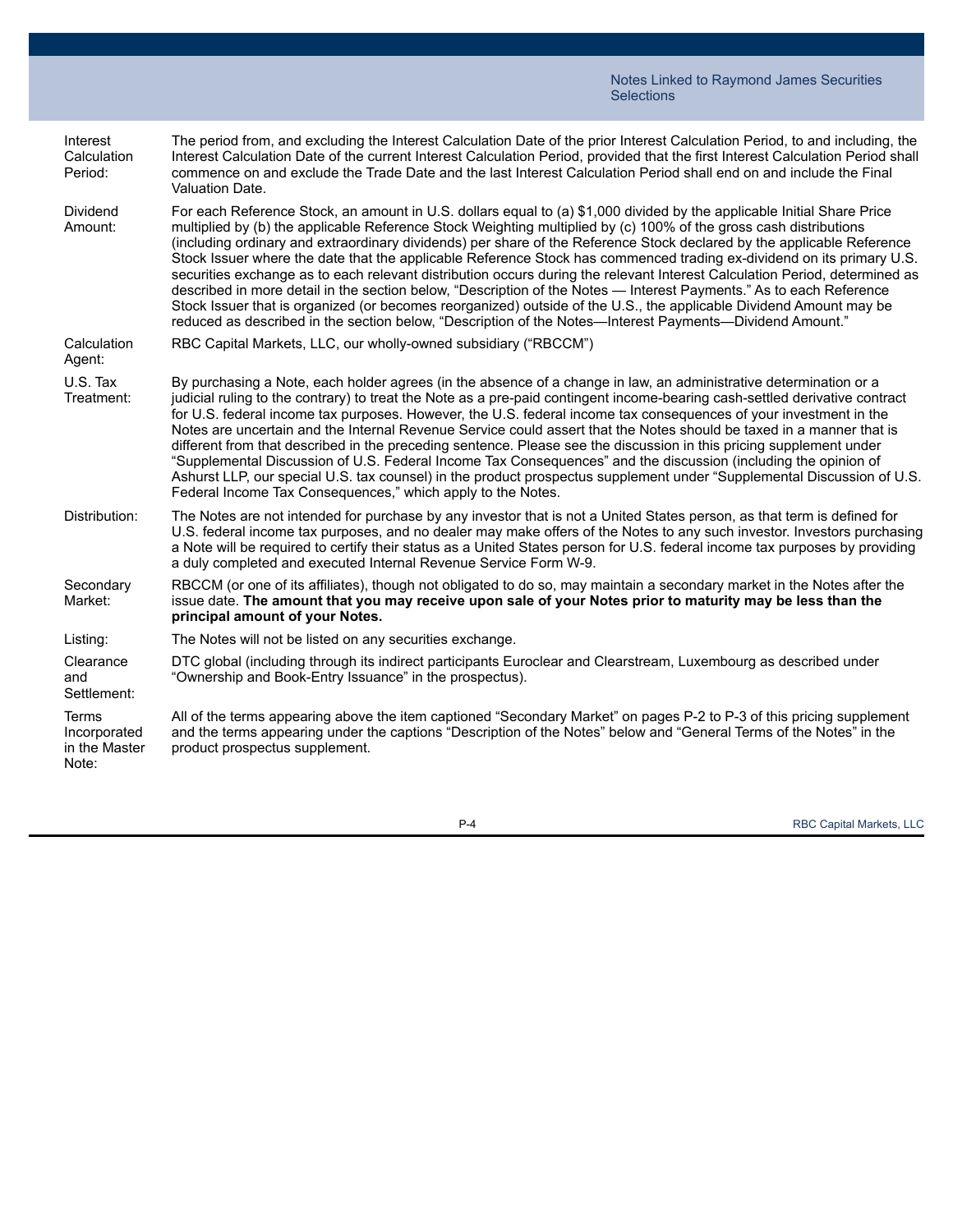| | |
|---|---|
| Interest Calculation Period: | The period from, and excluding the Interest Calculation Date of the prior Interest Calculation Period, to and including, the Interest Calculation Date of the current Interest Calculation Period, provided that the first Interest Calculation Period shall commence on and exclude the Trade Date and the last Interest Calculation Period shall end on and include the Final Valuation Date. |
| Dividend Amount: | For each Reference Stock, an amount in U.S. dollars equal to (a) $1,000 divided by the applicable Initial Share Price multiplied by (b) the applicable Reference Stock Weighting multiplied by (c) 100% of the gross cash distributions (including ordinary and extraordinary dividends) per share of the Reference Stock declared by the applicable Reference Stock Issuer where the date that the applicable Reference Stock has commenced trading ex-dividend on its primary U.S. securities exchange as to each relevant distribution occurs during the relevant Interest Calculation Period, determined as described in more detail in the section below, "Description of the Notes — Interest Payments." As to each Reference Stock Issuer that is organized (or becomes reorganized) outside of the U.S., the applicable Dividend Amount may be reduced as described in the section below, "Description of the Notes—Interest Payments—Dividend Amount." |
| Calculation Agent: | RBC Capital Markets, LLC, our wholly-owned subsidiary ("RBCCM") |
| U.S. Tax Treatment: | By purchasing a Note, each holder agrees (in the absence of a change in law, an administrative determination or a judicial ruling to the contrary) to treat the Note as a pre-paid contingent income-bearing cash-settled derivative contract for U.S. federal income tax purposes. However, the U.S. federal income tax consequences of your investment in the Notes are uncertain and the Internal Revenue Service could assert that the Notes should be taxed in a manner that is different from that described in the preceding sentence. Please see the discussion in this pricing supplement under "Supplemental Discussion of U.S. Federal Income Tax Consequences" and the discussion (including the opinion of Ashurst LLP, our special U.S. tax counsel) in the product prospectus supplement under "Supplemental Discussion of U.S. Federal Income Tax Consequences," which apply to the Notes. |
| Distribution: | The Notes are not intended for purchase by any investor that is not a United States person, as that term is defined for U.S. federal income tax purposes, and no dealer may make offers of the Notes to any such investor. Investors purchasing a Note will be required to certify their status as a United States person for U.S. federal income tax purposes by providing a duly completed and executed Internal Revenue Service Form W-9. |
| Secondary Market: | RBCCM (or one of its affiliates), though not obligated to do so, may maintain a secondary market in the Notes after the issue date. **The amount that you may receive upon sale of your Notes prior to maturity may be less than the principal amount of your Notes.** |
| Listing: | The Notes will not be listed on any securities exchange. |
| Clearance and Settlement: | DTC global (including through its indirect participants Euroclear and Clearstream, Luxembourg as described under "Ownership and Book-Entry Issuance" in the prospectus). |
| Terms Incorporated in the Master Note: | All of the terms appearing above the item captioned "Secondary Market" on pages P-2 to P-3 of this pricing supplement and the terms appearing under the captions "Description of the Notes" below and "General Terms of the Notes" in the product prospectus supplement. |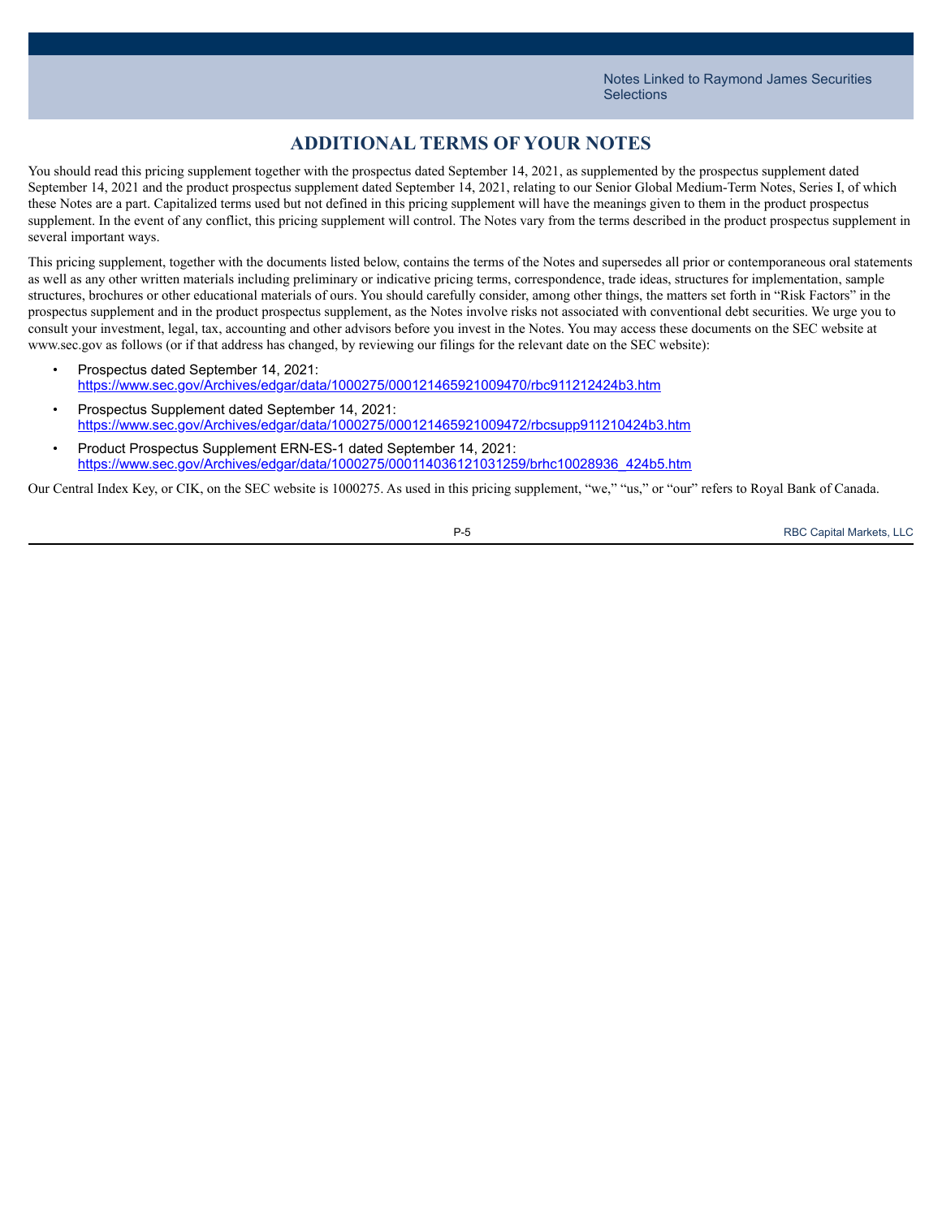## ADDITIONAL TERMS OF YOUR NOTES

You should read this pricing supplement together with the prospectus dated September 14, 2021, as supplemented by the prospectus supplement dated September 14, 2021 and the product prospectus supplement dated September 14, 2021, relating to our Senior Global Medium-Term Notes, Series I, of which these Notes are a part. Capitalized terms used but not defined in this pricing supplement will have the meanings given to them in the product prospectus supplement. In the event of any conflict, this pricing supplement will control. The Notes vary from the terms described in the product prospectus supplement in several important ways.

This pricing supplement, together with the documents listed below, contains the terms of the Notes and supersedes all prior or contemporaneous oral statements as well as any other written materials including preliminary or indicative pricing terms, correspondence, trade ideas, structures for implementation, sample structures, brochures or other educational materials of ours. You should carefully consider, among other things, the matters set forth in "Risk Factors" in the prospectus supplement and in the product prospectus supplement, as the Notes involve risks not associated with conventional debt securities. We urge you to consult your investment, legal, tax, accounting and other advisors before you invest in the Notes. You may access these documents on the SEC website at www.sec.gov as follows (or if that address has changed, by reviewing our filings for the relevant date on the SEC website):

- Prospectus dated September 14, 2021:
  https://www.sec.gov/Archives/edgar/data/1000275/000121465921009470/rbc911212424b3.htm
- Prospectus Supplement dated September 14, 2021:
  https://www.sec.gov/Archives/edgar/data/1000275/000121465921009472/rbcsupp911210424b3.htm
- Product Prospectus Supplement ERN-ES-1 dated September 14, 2021:
  https://www.sec.gov/Archives/edgar/data/1000275/000114036121031259/brhc10028936_424b5.htm

Our Central Index Key, or CIK, on the SEC website is 1000275. As used in this pricing supplement, "we," "us," or "our" refers to Royal Bank of Canada.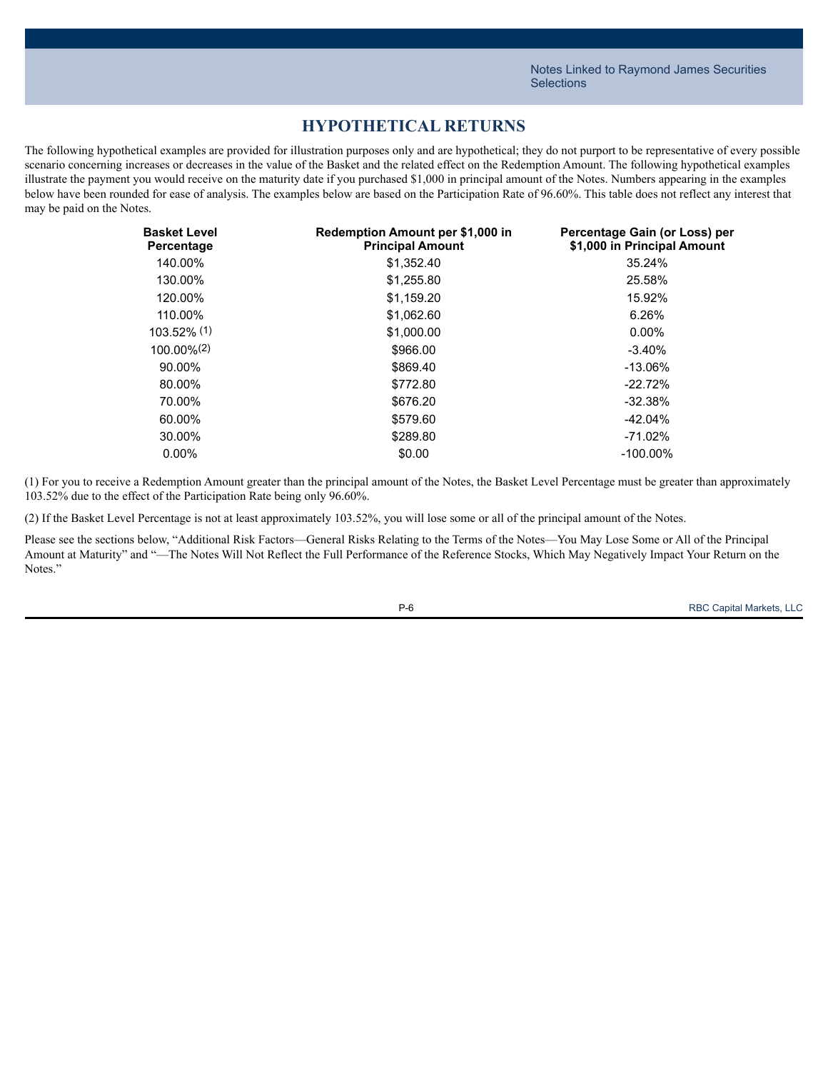# HYPOTHETICAL RETURNS

The following hypothetical examples are provided for illustration purposes only and are hypothetical; they do not purport to be representative of every possible scenario concerning increases or decreases in the value of the Basket and the related effect on the Redemption Amount. The following hypothetical examples illustrate the payment you would receive on the maturity date if you purchased $1,000 in principal amount of the Notes. Numbers appearing in the examples below have been rounded for ease of analysis. The examples below are based on the Participation Rate of 96.60%. This table does not reflect any interest that may be paid on the Notes.

| Basket Level Percentage | Redemption Amount per $1,000 in Principal Amount | Percentage Gain (or Loss) per $1,000 in Principal Amount |
|---|---|---|
| 140.00% | $1,352.40 | 35.24% |
| 130.00% | $1,255.80 | 25.58% |
| 120.00% | $1,159.20 | 15.92% |
| 110.00% | $1,062.60 | 6.26% |
| 103.52% (1) | $1,000.00 | 0.00% |
| 100.00% (2) | $966.00 | -3.40% |
| 90.00% | $869.40 | -13.06% |
| 80.00% | $772.80 | -22.72% |
| 70.00% | $676.20 | -32.38% |
| 60.00% | $579.60 | -42.04% |
| 30.00% | $289.80 | -71.02% |
| 0.00% | $0.00 | -100.00% |

(1) For you to receive a Redemption Amount greater than the principal amount of the Notes, the Basket Level Percentage must be greater than approximately 103.52% due to the effect of the Participation Rate being only 96.60%.

(2) If the Basket Level Percentage is not at least approximately 103.52%, you will lose some or all of the principal amount of the Notes.

Please see the sections below, "Additional Risk Factors—General Risks Relating to the Terms of the Notes—You May Lose Some or All of the Principal Amount at Maturity" and "—The Notes Will Not Reflect the Full Performance of the Reference Stocks, Which May Negatively Impact Your Return on the Notes."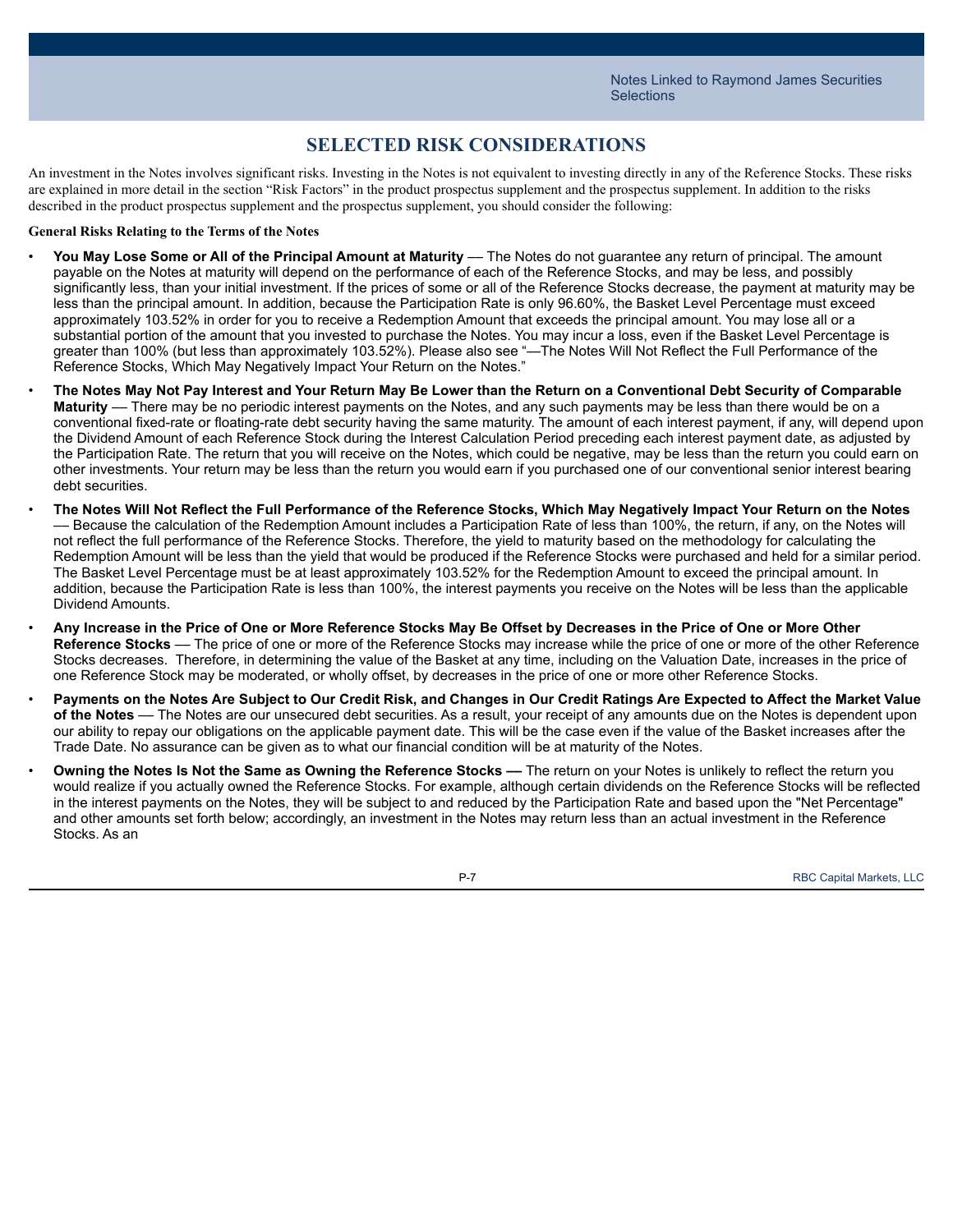# SELECTED RISK CONSIDERATIONS

An investment in the Notes involves significant risks. Investing in the Notes is not equivalent to investing directly in any of the Reference Stocks. These risks are explained in more detail in the section "Risk Factors" in the product prospectus supplement and the prospectus supplement. In addition to the risks described in the product prospectus supplement and the prospectus supplement, you should consider the following:

**General Risks Relating to the Terms of the Notes**

- **You May Lose Some or All of the Principal Amount at Maturity** — The Notes do not guarantee any return of principal. The amount payable on the Notes at maturity will depend on the performance of each of the Reference Stocks, and may be less, and possibly significantly less, than your initial investment. If the prices of some or all of the Reference Stocks decrease, the payment at maturity may be less than the principal amount. In addition, because the Participation Rate is only 96.60%, the Basket Level Percentage must exceed approximately 103.52% in order for you to receive a Redemption Amount that exceeds the principal amount. You may lose all or a substantial portion of the amount that you invested to purchase the Notes. You may incur a loss, even if the Basket Level Percentage is greater than 100% (but less than approximately 103.52%). Please also see "—The Notes Will Not Reflect the Full Performance of the Reference Stocks, Which May Negatively Impact Your Return on the Notes."
- **The Notes May Not Pay Interest and Your Return May Be Lower than the Return on a Conventional Debt Security of Comparable Maturity** — There may be no periodic interest payments on the Notes, and any such payments may be less than there would be on a conventional fixed-rate or floating-rate debt security having the same maturity. The amount of each interest payment, if any, will depend upon the Dividend Amount of each Reference Stock during the Interest Calculation Period preceding each interest payment date, as adjusted by the Participation Rate. The return that you will receive on the Notes, which could be negative, may be less than the return you could earn on other investments. Your return may be less than the return you would earn if you purchased one of our conventional senior interest bearing debt securities.
- **The Notes Will Not Reflect the Full Performance of the Reference Stocks, Which May Negatively Impact Your Return on the Notes** — Because the calculation of the Redemption Amount includes a Participation Rate of less than 100%, the return, if any, on the Notes will not reflect the full performance of the Reference Stocks. Therefore, the yield to maturity based on the methodology for calculating the Redemption Amount will be less than the yield that would be produced if the Reference Stocks were purchased and held for a similar period. The Basket Level Percentage must be at least approximately 103.52% for the Redemption Amount to exceed the principal amount. In addition, because the Participation Rate is less than 100%, the interest payments you receive on the Notes will be less than the applicable Dividend Amounts.
- **Any Increase in the Price of One or More Reference Stocks May Be Offset by Decreases in the Price of One or More Other Reference Stocks** — The price of one or more of the Reference Stocks may increase while the price of one or more of the other Reference Stocks decreases. Therefore, in determining the value of the Basket at any time, including on the Valuation Date, increases in the price of one Reference Stock may be moderated, or wholly offset, by decreases in the price of one or more other Reference Stocks.
- **Payments on the Notes Are Subject to Our Credit Risk, and Changes in Our Credit Ratings Are Expected to Affect the Market Value of the Notes** — The Notes are our unsecured debt securities. As a result, your receipt of any amounts due on the Notes is dependent upon our ability to repay our obligations on the applicable payment date. This will be the case even if the value of the Basket increases after the Trade Date. No assurance can be given as to what our financial condition will be at maturity of the Notes.
- **Owning the Notes Is Not the Same as Owning the Reference Stocks —** The return on your Notes is unlikely to reflect the return you would realize if you actually owned the Reference Stocks. For example, although certain dividends on the Reference Stocks will be reflected in the interest payments on the Notes, they will be subject to and reduced by the Participation Rate and based upon the "Net Percentage" and other amounts set forth below; accordingly, an investment in the Notes may return less than an actual investment in the Reference Stocks. As an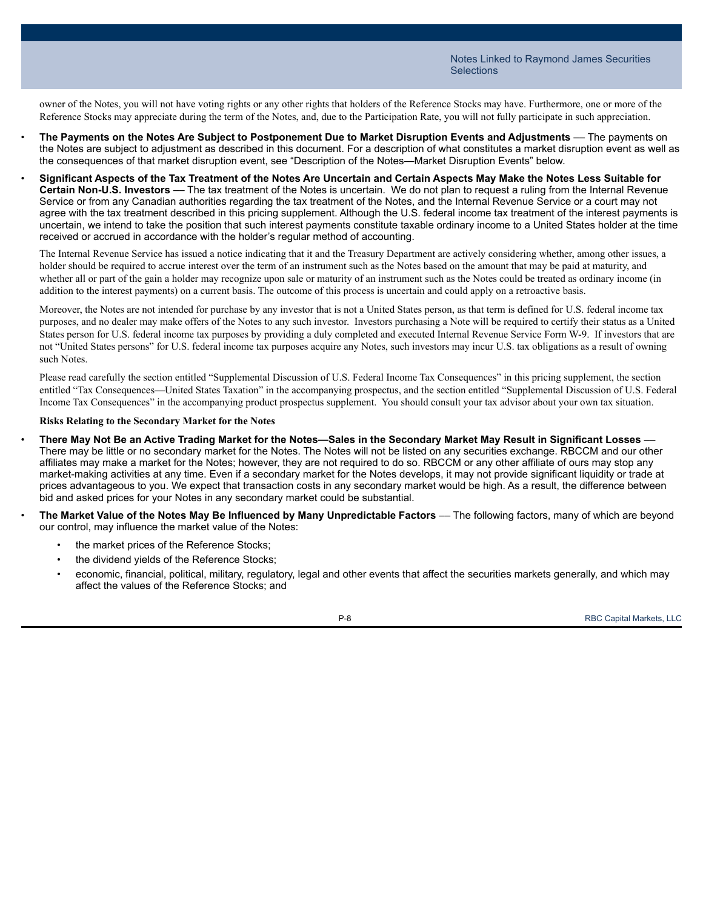owner of the Notes, you will not have voting rights or any other rights that holders of the Reference Stocks may have. Furthermore, one or more of the Reference Stocks may appreciate during the term of the Notes, and, due to the Participation Rate, you will not fully participate in such appreciation.

- **The Payments on the Notes Are Subject to Postponement Due to Market Disruption Events and Adjustments** — The payments on the Notes are subject to adjustment as described in this document. For a description of what constitutes a market disruption event as well as the consequences of that market disruption event, see "Description of the Notes—Market Disruption Events" below.
- **Significant Aspects of the Tax Treatment of the Notes Are Uncertain and Certain Aspects May Make the Notes Less Suitable for Certain Non-U.S. Investors** — The tax treatment of the Notes is uncertain. We do not plan to request a ruling from the Internal Revenue Service or from any Canadian authorities regarding the tax treatment of the Notes, and the Internal Revenue Service or a court may not agree with the tax treatment described in this pricing supplement. Although the U.S. federal income tax treatment of the interest payments is uncertain, we intend to take the position that such interest payments constitute taxable ordinary income to a United States holder at the time received or accrued in accordance with the holder's regular method of accounting.

  The Internal Revenue Service has issued a notice indicating that it and the Treasury Department are actively considering whether, among other issues, a holder should be required to accrue interest over the term of an instrument such as the Notes based on the amount that may be paid at maturity, and whether all or part of the gain a holder may recognize upon sale or maturity of an instrument such as the Notes could be treated as ordinary income (in addition to the interest payments) on a current basis. The outcome of this process is uncertain and could apply on a retroactive basis.

  Moreover, the Notes are not intended for purchase by any investor that is not a United States person, as that term is defined for U.S. federal income tax purposes, and no dealer may make offers of the Notes to any such investor. Investors purchasing a Note will be required to certify their status as a United States person for U.S. federal income tax purposes by providing a duly completed and executed Internal Revenue Service Form W-9. If investors that are not "United States persons" for U.S. federal income tax purposes acquire any Notes, such investors may incur U.S. tax obligations as a result of owning such Notes.

  Please read carefully the section entitled "Supplemental Discussion of U.S. Federal Income Tax Consequences" in this pricing supplement, the section entitled "Tax Consequences—United States Taxation" in the accompanying prospectus, and the section entitled "Supplemental Discussion of U.S. Federal Income Tax Consequences" in the accompanying product prospectus supplement. You should consult your tax advisor about your own tax situation.

**Risks Relating to the Secondary Market for the Notes**

- **There May Not Be an Active Trading Market for the Notes—Sales in the Secondary Market May Result in Significant Losses** — There may be little or no secondary market for the Notes. The Notes will not be listed on any securities exchange. RBCCM and our other affiliates may make a market for the Notes; however, they are not required to do so. RBCCM or any other affiliate of ours may stop any market-making activities at any time. Even if a secondary market for the Notes develops, it may not provide significant liquidity or trade at prices advantageous to you. We expect that transaction costs in any secondary market would be high. As a result, the difference between bid and asked prices for your Notes in any secondary market could be substantial.
- **The Market Value of the Notes May Be Influenced by Many Unpredictable Factors** — The following factors, many of which are beyond our control, may influence the market value of the Notes:
  - the market prices of the Reference Stocks;
  - the dividend yields of the Reference Stocks;
  - economic, financial, political, military, regulatory, legal and other events that affect the securities markets generally, and which may affect the values of the Reference Stocks; and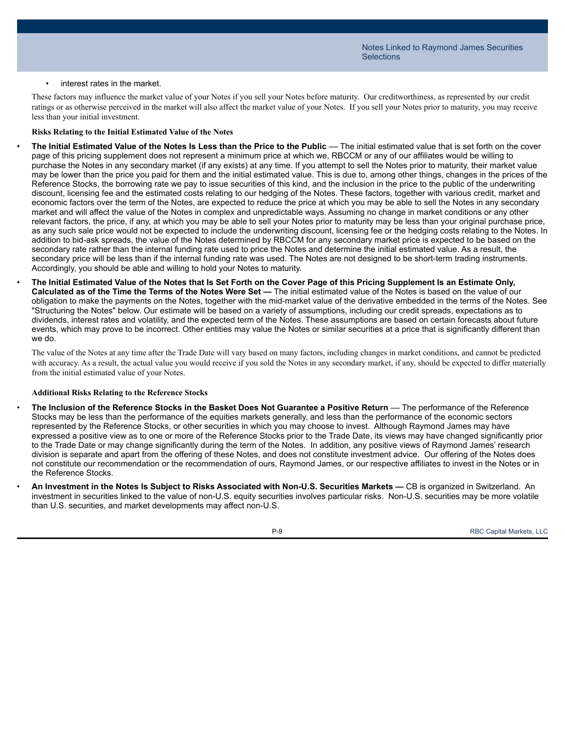- interest rates in the market.

These factors may influence the market value of your Notes if you sell your Notes before maturity. Our creditworthiness, as represented by our credit ratings or as otherwise perceived in the market will also affect the market value of your Notes. If you sell your Notes prior to maturity, you may receive less than your initial investment.

**Risks Relating to the Initial Estimated Value of the Notes**

- **The Initial Estimated Value of the Notes Is Less than the Price to the Public** — The initial estimated value that is set forth on the cover page of this pricing supplement does not represent a minimum price at which we, RBCCM or any of our affiliates would be willing to purchase the Notes in any secondary market (if any exists) at any time. If you attempt to sell the Notes prior to maturity, their market value may be lower than the price you paid for them and the initial estimated value. This is due to, among other things, changes in the prices of the Reference Stocks, the borrowing rate we pay to issue securities of this kind, and the inclusion in the price to the public of the underwriting discount, licensing fee and the estimated costs relating to our hedging of the Notes. These factors, together with various credit, market and economic factors over the term of the Notes, are expected to reduce the price at which you may be able to sell the Notes in any secondary market and will affect the value of the Notes in complex and unpredictable ways. Assuming no change in market conditions or any other relevant factors, the price, if any, at which you may be able to sell your Notes prior to maturity may be less than your original purchase price, as any such sale price would not be expected to include the underwriting discount, licensing fee or the hedging costs relating to the Notes. In addition to bid-ask spreads, the value of the Notes determined by RBCCM for any secondary market price is expected to be based on the secondary rate rather than the internal funding rate used to price the Notes and determine the initial estimated value. As a result, the secondary price will be less than if the internal funding rate was used. The Notes are not designed to be short-term trading instruments. Accordingly, you should be able and willing to hold your Notes to maturity.
- **The Initial Estimated Value of the Notes that Is Set Forth on the Cover Page of this Pricing Supplement Is an Estimate Only, Calculated as of the Time the Terms of the Notes Were Set —** The initial estimated value of the Notes is based on the value of our obligation to make the payments on the Notes, together with the mid-market value of the derivative embedded in the terms of the Notes. See "Structuring the Notes" below. Our estimate will be based on a variety of assumptions, including our credit spreads, expectations as to dividends, interest rates and volatility, and the expected term of the Notes. These assumptions are based on certain forecasts about future events, which may prove to be incorrect. Other entities may value the Notes or similar securities at a price that is significantly different than we do.

  The value of the Notes at any time after the Trade Date will vary based on many factors, including changes in market conditions, and cannot be predicted with accuracy. As a result, the actual value you would receive if you sold the Notes in any secondary market, if any, should be expected to differ materially from the initial estimated value of your Notes.

**Additional Risks Relating to the Reference Stocks**

- **The Inclusion of the Reference Stocks in the Basket Does Not Guarantee a Positive Return** — The performance of the Reference Stocks may be less than the performance of the equities markets generally, and less than the performance of the economic sectors represented by the Reference Stocks, or other securities in which you may choose to invest. Although Raymond James may have expressed a positive view as to one or more of the Reference Stocks prior to the Trade Date, its views may have changed significantly prior to the Trade Date or may change significantly during the term of the Notes. In addition, any positive views of Raymond James' research division is separate and apart from the offering of these Notes, and does not constitute investment advice. Our offering of the Notes does not constitute our recommendation or the recommendation of ours, Raymond James, or our respective affiliates to invest in the Notes or in the Reference Stocks.
- **An Investment in the Notes Is Subject to Risks Associated with Non-U.S. Securities Markets —** CB is organized in Switzerland. An investment in securities linked to the value of non-U.S. equity securities involves particular risks. Non-U.S. securities may be more volatile than U.S. securities, and market developments may affect non-U.S.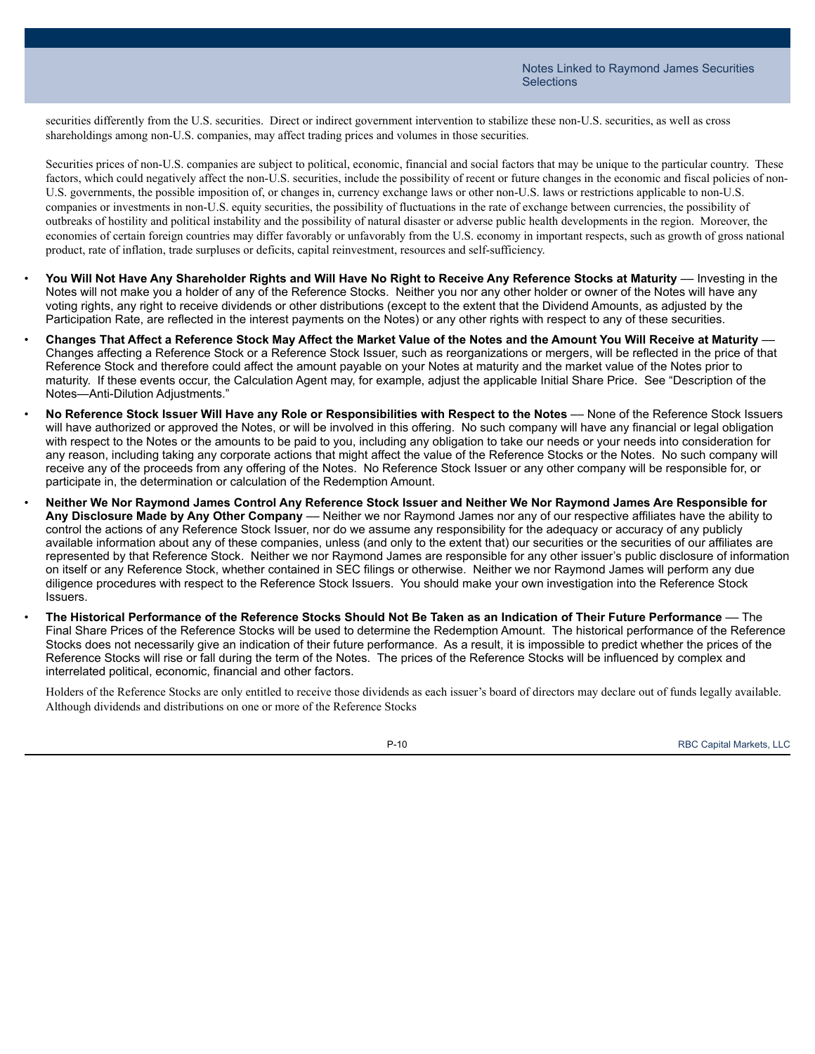securities differently from the U.S. securities. Direct or indirect government intervention to stabilize these non-U.S. securities, as well as cross shareholdings among non-U.S. companies, may affect trading prices and volumes in those securities.

Securities prices of non-U.S. companies are subject to political, economic, financial and social factors that may be unique to the particular country. These factors, which could negatively affect the non-U.S. securities, include the possibility of recent or future changes in the economic and fiscal policies of non-U.S. governments, the possible imposition of, or changes in, currency exchange laws or other non-U.S. laws or restrictions applicable to non-U.S. companies or investments in non-U.S. equity securities, the possibility of fluctuations in the rate of exchange between currencies, the possibility of outbreaks of hostility and political instability and the possibility of natural disaster or adverse public health developments in the region. Moreover, the economies of certain foreign countries may differ favorably or unfavorably from the U.S. economy in important respects, such as growth of gross national product, rate of inflation, trade surpluses or deficits, capital reinvestment, resources and self-sufficiency.

- **You Will Not Have Any Shareholder Rights and Will Have No Right to Receive Any Reference Stocks at Maturity** — Investing in the Notes will not make you a holder of any of the Reference Stocks. Neither you nor any other holder or owner of the Notes will have any voting rights, any right to receive dividends or other distributions (except to the extent that the Dividend Amounts, as adjusted by the Participation Rate, are reflected in the interest payments on the Notes) or any other rights with respect to any of these securities.
- **Changes That Affect a Reference Stock May Affect the Market Value of the Notes and the Amount You Will Receive at Maturity** — Changes affecting a Reference Stock or a Reference Stock Issuer, such as reorganizations or mergers, will be reflected in the price of that Reference Stock and therefore could affect the amount payable on your Notes at maturity and the market value of the Notes prior to maturity. If these events occur, the Calculation Agent may, for example, adjust the applicable Initial Share Price. See "Description of the Notes—Anti-Dilution Adjustments."
- **No Reference Stock Issuer Will Have any Role or Responsibilities with Respect to the Notes** — None of the Reference Stock Issuers will have authorized or approved the Notes, or will be involved in this offering. No such company will have any financial or legal obligation with respect to the Notes or the amounts to be paid to you, including any obligation to take our needs or your needs into consideration for any reason, including taking any corporate actions that might affect the value of the Reference Stocks or the Notes. No such company will receive any of the proceeds from any offering of the Notes. No Reference Stock Issuer or any other company will be responsible for, or participate in, the determination or calculation of the Redemption Amount.
- **Neither We Nor Raymond James Control Any Reference Stock Issuer and Neither We Nor Raymond James Are Responsible for Any Disclosure Made by Any Other Company** — Neither we nor Raymond James nor any of our respective affiliates have the ability to control the actions of any Reference Stock Issuer, nor do we assume any responsibility for the adequacy or accuracy of any publicly available information about any of these companies, unless (and only to the extent that) our securities or the securities of our affiliates are represented by that Reference Stock. Neither we nor Raymond James are responsible for any other issuer's public disclosure of information on itself or any Reference Stock, whether contained in SEC filings or otherwise. Neither we nor Raymond James will perform any due diligence procedures with respect to the Reference Stock Issuers. You should make your own investigation into the Reference Stock Issuers.
- **The Historical Performance of the Reference Stocks Should Not Be Taken as an Indication of Their Future Performance** — The Final Share Prices of the Reference Stocks will be used to determine the Redemption Amount. The historical performance of the Reference Stocks does not necessarily give an indication of their future performance. As a result, it is impossible to predict whether the prices of the Reference Stocks will rise or fall during the term of the Notes. The prices of the Reference Stocks will be influenced by complex and interrelated political, economic, financial and other factors.

  Holders of the Reference Stocks are only entitled to receive those dividends as each issuer's board of directors may declare out of funds legally available. Although dividends and distributions on one or more of the Reference Stocks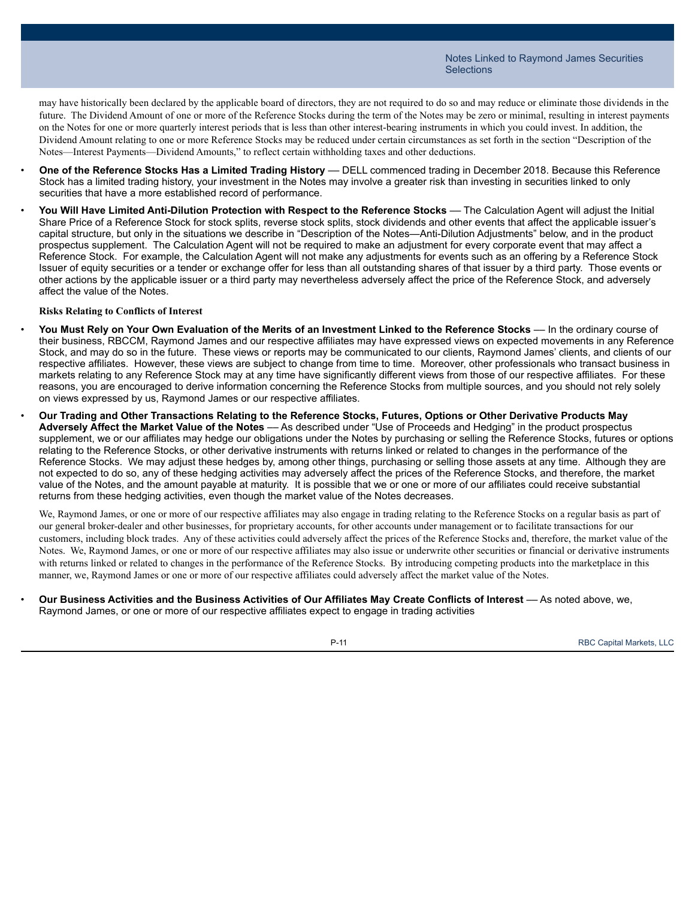may have historically been declared by the applicable board of directors, they are not required to do so and may reduce or eliminate those dividends in the future. The Dividend Amount of one or more of the Reference Stocks during the term of the Notes may be zero or minimal, resulting in interest payments on the Notes for one or more quarterly interest periods that is less than other interest-bearing instruments in which you could invest. In addition, the Dividend Amount relating to one or more Reference Stocks may be reduced under certain circumstances as set forth in the section "Description of the Notes—Interest Payments—Dividend Amounts," to reflect certain withholding taxes and other deductions.

- **One of the Reference Stocks Has a Limited Trading History** — DELL commenced trading in December 2018. Because this Reference Stock has a limited trading history, your investment in the Notes may involve a greater risk than investing in securities linked to only securities that have a more established record of performance.
- **You Will Have Limited Anti-Dilution Protection with Respect to the Reference Stocks** — The Calculation Agent will adjust the Initial Share Price of a Reference Stock for stock splits, reverse stock splits, stock dividends and other events that affect the applicable issuer's capital structure, but only in the situations we describe in "Description of the Notes—Anti-Dilution Adjustments" below, and in the product prospectus supplement. The Calculation Agent will not be required to make an adjustment for every corporate event that may affect a Reference Stock. For example, the Calculation Agent will not make any adjustments for events such as an offering by a Reference Stock Issuer of equity securities or a tender or exchange offer for less than all outstanding shares of that issuer by a third party. Those events or other actions by the applicable issuer or a third party may nevertheless adversely affect the price of the Reference Stock, and adversely affect the value of the Notes.

**Risks Relating to Conflicts of Interest**

- **You Must Rely on Your Own Evaluation of the Merits of an Investment Linked to the Reference Stocks** — In the ordinary course of their business, RBCCM, Raymond James and our respective affiliates may have expressed views on expected movements in any Reference Stock, and may do so in the future. These views or reports may be communicated to our clients, Raymond James' clients, and clients of our respective affiliates. However, these views are subject to change from time to time. Moreover, other professionals who transact business in markets relating to any Reference Stock may at any time have significantly different views from those of our respective affiliates. For these reasons, you are encouraged to derive information concerning the Reference Stocks from multiple sources, and you should not rely solely on views expressed by us, Raymond James or our respective affiliates.
- **Our Trading and Other Transactions Relating to the Reference Stocks, Futures, Options or Other Derivative Products May Adversely Affect the Market Value of the Notes** — As described under "Use of Proceeds and Hedging" in the product prospectus supplement, we or our affiliates may hedge our obligations under the Notes by purchasing or selling the Reference Stocks, futures or options relating to the Reference Stocks, or other derivative instruments with returns linked or related to changes in the performance of the Reference Stocks. We may adjust these hedges by, among other things, purchasing or selling those assets at any time. Although they are not expected to do so, any of these hedging activities may adversely affect the prices of the Reference Stocks, and therefore, the market value of the Notes, and the amount payable at maturity. It is possible that we or one or more of our affiliates could receive substantial returns from these hedging activities, even though the market value of the Notes decreases.

  We, Raymond James, or one or more of our respective affiliates may also engage in trading relating to the Reference Stocks on a regular basis as part of our general broker-dealer and other businesses, for proprietary accounts, for other accounts under management or to facilitate transactions for our customers, including block trades. Any of these activities could adversely affect the prices of the Reference Stocks and, therefore, the market value of the Notes. We, Raymond James, or one or more of our respective affiliates may also issue or underwrite other securities or financial or derivative instruments with returns linked or related to changes in the performance of the Reference Stocks. By introducing competing products into the marketplace in this manner, we, Raymond James or one or more of our respective affiliates could adversely affect the market value of the Notes.

- **Our Business Activities and the Business Activities of Our Affiliates May Create Conflicts of Interest** — As noted above, we, Raymond James, or one or more of our respective affiliates expect to engage in trading activities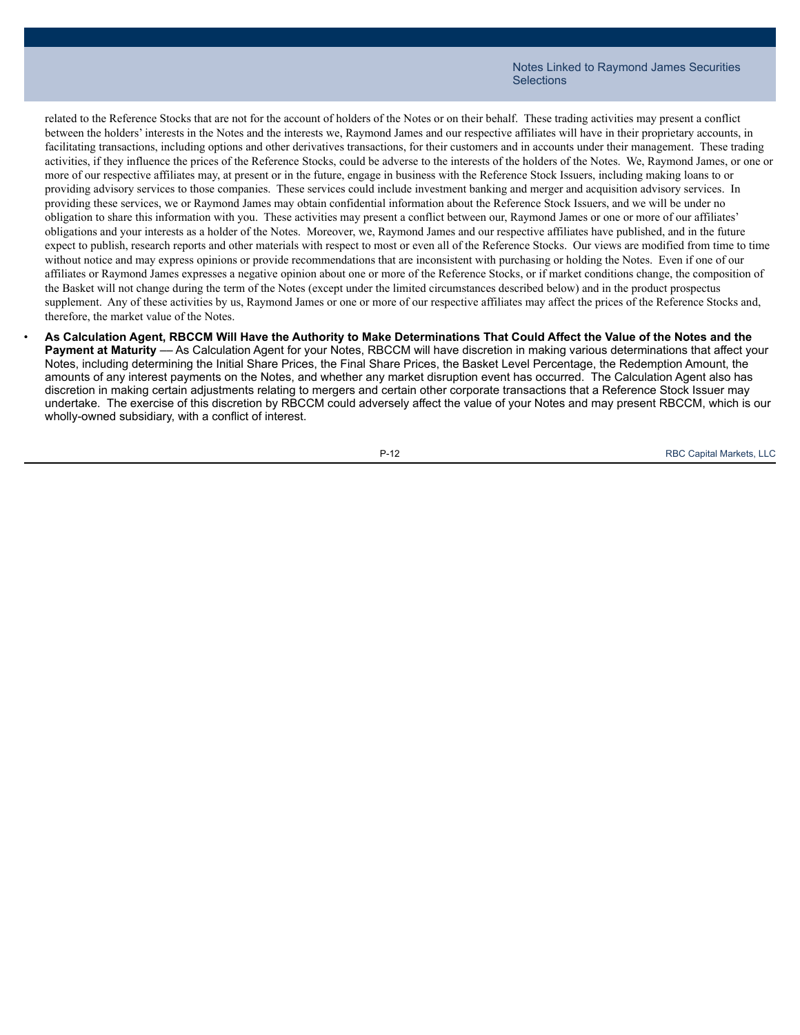related to the Reference Stocks that are not for the account of holders of the Notes or on their behalf. These trading activities may present a conflict between the holders' interests in the Notes and the interests we, Raymond James and our respective affiliates will have in their proprietary accounts, in facilitating transactions, including options and other derivatives transactions, for their customers and in accounts under their management. These trading activities, if they influence the prices of the Reference Stocks, could be adverse to the interests of the holders of the Notes. We, Raymond James, or one or more of our respective affiliates may, at present or in the future, engage in business with the Reference Stock Issuers, including making loans to or providing advisory services to those companies. These services could include investment banking and merger and acquisition advisory services. In providing these services, we or Raymond James may obtain confidential information about the Reference Stock Issuers, and we will be under no obligation to share this information with you. These activities may present a conflict between our, Raymond James or one or more of our affiliates' obligations and your interests as a holder of the Notes. Moreover, we, Raymond James and our respective affiliates have published, and in the future expect to publish, research reports and other materials with respect to most or even all of the Reference Stocks. Our views are modified from time to time without notice and may express opinions or provide recommendations that are inconsistent with purchasing or holding the Notes. Even if one of our affiliates or Raymond James expresses a negative opinion about one or more of the Reference Stocks, or if market conditions change, the composition of the Basket will not change during the term of the Notes (except under the limited circumstances described below) and in the product prospectus supplement. Any of these activities by us, Raymond James or one or more of our respective affiliates may affect the prices of the Reference Stocks and, therefore, the market value of the Notes.

- **As Calculation Agent, RBCCM Will Have the Authority to Make Determinations That Could Affect the Value of the Notes and the Payment at Maturity** — As Calculation Agent for your Notes, RBCCM will have discretion in making various determinations that affect your Notes, including determining the Initial Share Prices, the Final Share Prices, the Basket Level Percentage, the Redemption Amount, the amounts of any interest payments on the Notes, and whether any market disruption event has occurred. The Calculation Agent also has discretion in making certain adjustments relating to mergers and certain other corporate transactions that a Reference Stock Issuer may undertake. The exercise of this discretion by RBCCM could adversely affect the value of your Notes and may present RBCCM, which is our wholly-owned subsidiary, with a conflict of interest.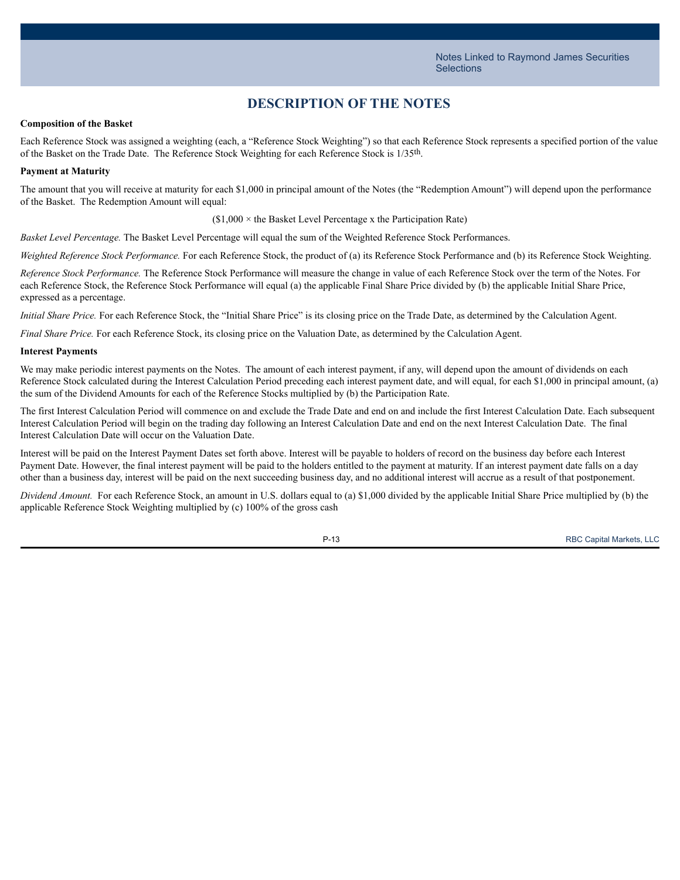# DESCRIPTION OF THE NOTES

**Composition of the Basket**

Each Reference Stock was assigned a weighting (each, a "Reference Stock Weighting") so that each Reference Stock represents a specified portion of the value of the Basket on the Trade Date. The Reference Stock Weighting for each Reference Stock is 1/35th.

**Payment at Maturity**

The amount that you will receive at maturity for each $1,000 in principal amount of the Notes (the "Redemption Amount") will depend upon the performance of the Basket. The Redemption Amount will equal:

($1,000 × the Basket Level Percentage x the Participation Rate)

*Basket Level Percentage.* The Basket Level Percentage will equal the sum of the Weighted Reference Stock Performances.

*Weighted Reference Stock Performance.* For each Reference Stock, the product of (a) its Reference Stock Performance and (b) its Reference Stock Weighting.

*Reference Stock Performance.* The Reference Stock Performance will measure the change in value of each Reference Stock over the term of the Notes. For each Reference Stock, the Reference Stock Performance will equal (a) the applicable Final Share Price divided by (b) the applicable Initial Share Price, expressed as a percentage.

*Initial Share Price.* For each Reference Stock, the "Initial Share Price" is its closing price on the Trade Date, as determined by the Calculation Agent.

*Final Share Price.* For each Reference Stock, its closing price on the Valuation Date, as determined by the Calculation Agent.

**Interest Payments**

We may make periodic interest payments on the Notes. The amount of each interest payment, if any, will depend upon the amount of dividends on each Reference Stock calculated during the Interest Calculation Period preceding each interest payment date, and will equal, for each $1,000 in principal amount, (a) the sum of the Dividend Amounts for each of the Reference Stocks multiplied by (b) the Participation Rate.

The first Interest Calculation Period will commence on and exclude the Trade Date and end on and include the first Interest Calculation Date. Each subsequent Interest Calculation Period will begin on the trading day following an Interest Calculation Date and end on the next Interest Calculation Date. The final Interest Calculation Date will occur on the Valuation Date.

Interest will be paid on the Interest Payment Dates set forth above. Interest will be payable to holders of record on the business day before each Interest Payment Date. However, the final interest payment will be paid to the holders entitled to the payment at maturity. If an interest payment date falls on a day other than a business day, interest will be paid on the next succeeding business day, and no additional interest will accrue as a result of that postponement.

*Dividend Amount.* For each Reference Stock, an amount in U.S. dollars equal to (a) $1,000 divided by the applicable Initial Share Price multiplied by (b) the applicable Reference Stock Weighting multiplied by (c) 100% of the gross cash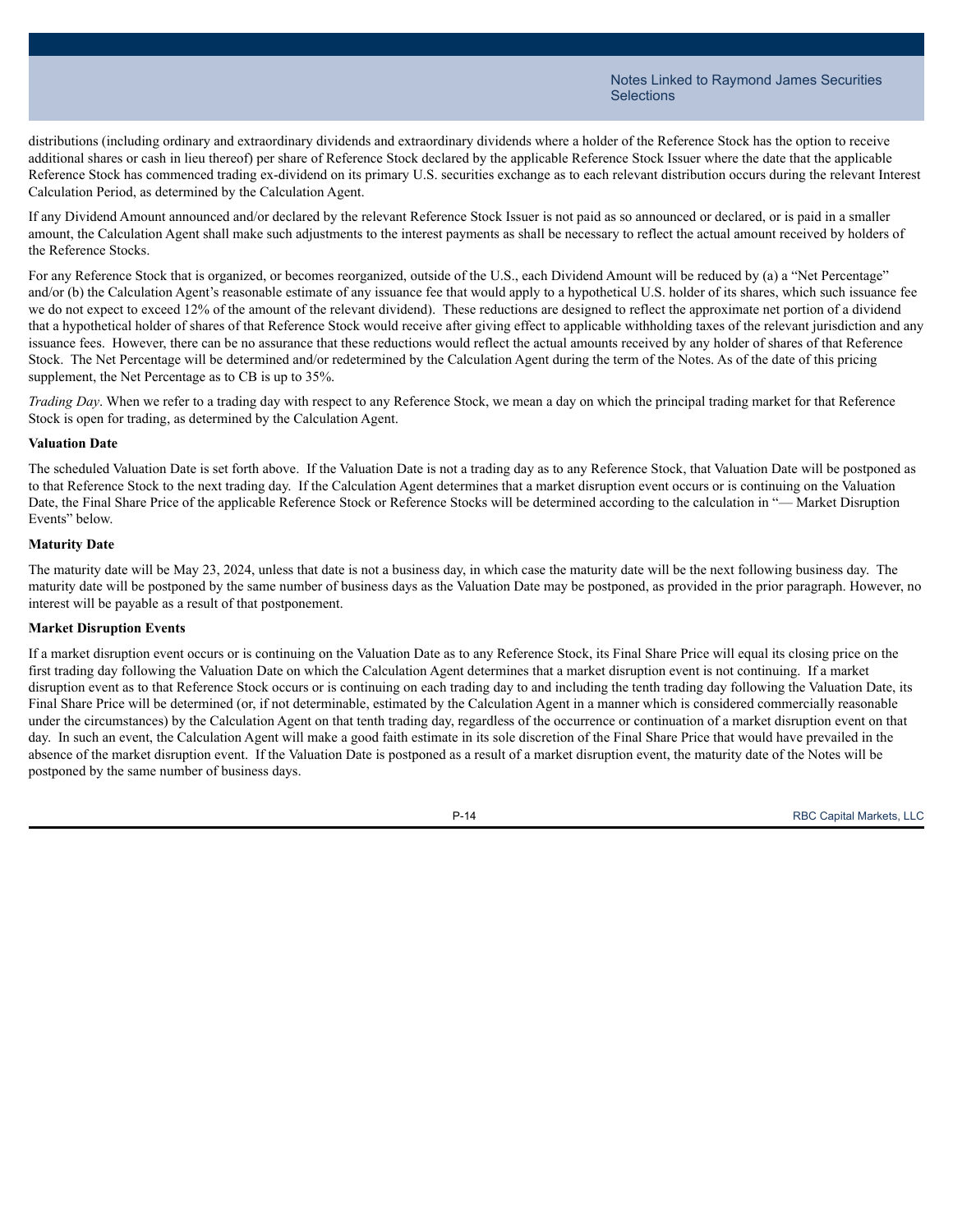distributions (including ordinary and extraordinary dividends and extraordinary dividends where a holder of the Reference Stock has the option to receive additional shares or cash in lieu thereof) per share of Reference Stock declared by the applicable Reference Stock Issuer where the date that the applicable Reference Stock has commenced trading ex-dividend on its primary U.S. securities exchange as to each relevant distribution occurs during the relevant Interest Calculation Period, as determined by the Calculation Agent.

If any Dividend Amount announced and/or declared by the relevant Reference Stock Issuer is not paid as so announced or declared, or is paid in a smaller amount, the Calculation Agent shall make such adjustments to the interest payments as shall be necessary to reflect the actual amount received by holders of the Reference Stocks.

For any Reference Stock that is organized, or becomes reorganized, outside of the U.S., each Dividend Amount will be reduced by (a) a "Net Percentage" and/or (b) the Calculation Agent's reasonable estimate of any issuance fee that would apply to a hypothetical U.S. holder of its shares, which such issuance fee we do not expect to exceed 12% of the amount of the relevant dividend). These reductions are designed to reflect the approximate net portion of a dividend that a hypothetical holder of shares of that Reference Stock would receive after giving effect to applicable withholding taxes of the relevant jurisdiction and any issuance fees. However, there can be no assurance that these reductions would reflect the actual amounts received by any holder of shares of that Reference Stock. The Net Percentage will be determined and/or redetermined by the Calculation Agent during the term of the Notes. As of the date of this pricing supplement, the Net Percentage as to CB is up to 35%.

*Trading Day*. When we refer to a trading day with respect to any Reference Stock, we mean a day on which the principal trading market for that Reference Stock is open for trading, as determined by the Calculation Agent.

**Valuation Date**

The scheduled Valuation Date is set forth above. If the Valuation Date is not a trading day as to any Reference Stock, that Valuation Date will be postponed as to that Reference Stock to the next trading day. If the Calculation Agent determines that a market disruption event occurs or is continuing on the Valuation Date, the Final Share Price of the applicable Reference Stock or Reference Stocks will be determined according to the calculation in "— Market Disruption Events" below.

**Maturity Date**

The maturity date will be May 23, 2024, unless that date is not a business day, in which case the maturity date will be the next following business day. The maturity date will be postponed by the same number of business days as the Valuation Date may be postponed, as provided in the prior paragraph. However, no interest will be payable as a result of that postponement.

**Market Disruption Events**

If a market disruption event occurs or is continuing on the Valuation Date as to any Reference Stock, its Final Share Price will equal its closing price on the first trading day following the Valuation Date on which the Calculation Agent determines that a market disruption event is not continuing. If a market disruption event as to that Reference Stock occurs or is continuing on each trading day to and including the tenth trading day following the Valuation Date, its Final Share Price will be determined (or, if not determinable, estimated by the Calculation Agent in a manner which is considered commercially reasonable under the circumstances) by the Calculation Agent on that tenth trading day, regardless of the occurrence or continuation of a market disruption event on that day. In such an event, the Calculation Agent will make a good faith estimate in its sole discretion of the Final Share Price that would have prevailed in the absence of the market disruption event. If the Valuation Date is postponed as a result of a market disruption event, the maturity date of the Notes will be postponed by the same number of business days.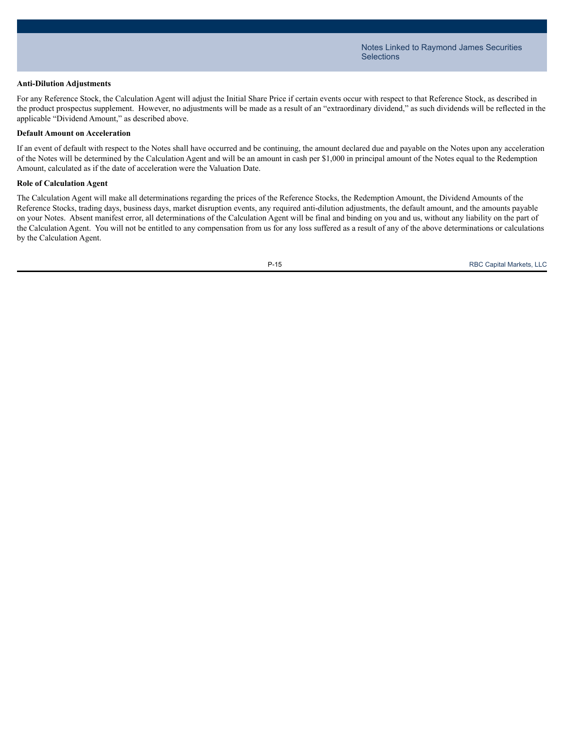**Anti-Dilution Adjustments**

For any Reference Stock, the Calculation Agent will adjust the Initial Share Price if certain events occur with respect to that Reference Stock, as described in the product prospectus supplement. However, no adjustments will be made as a result of an "extraordinary dividend," as such dividends will be reflected in the applicable "Dividend Amount," as described above.

**Default Amount on Acceleration**

If an event of default with respect to the Notes shall have occurred and be continuing, the amount declared due and payable on the Notes upon any acceleration of the Notes will be determined by the Calculation Agent and will be an amount in cash per $1,000 in principal amount of the Notes equal to the Redemption Amount, calculated as if the date of acceleration were the Valuation Date.

**Role of Calculation Agent**

The Calculation Agent will make all determinations regarding the prices of the Reference Stocks, the Redemption Amount, the Dividend Amounts of the Reference Stocks, trading days, business days, market disruption events, any required anti-dilution adjustments, the default amount, and the amounts payable on your Notes. Absent manifest error, all determinations of the Calculation Agent will be final and binding on you and us, without any liability on the part of the Calculation Agent. You will not be entitled to any compensation from us for any loss suffered as a result of any of the above determinations or calculations by the Calculation Agent.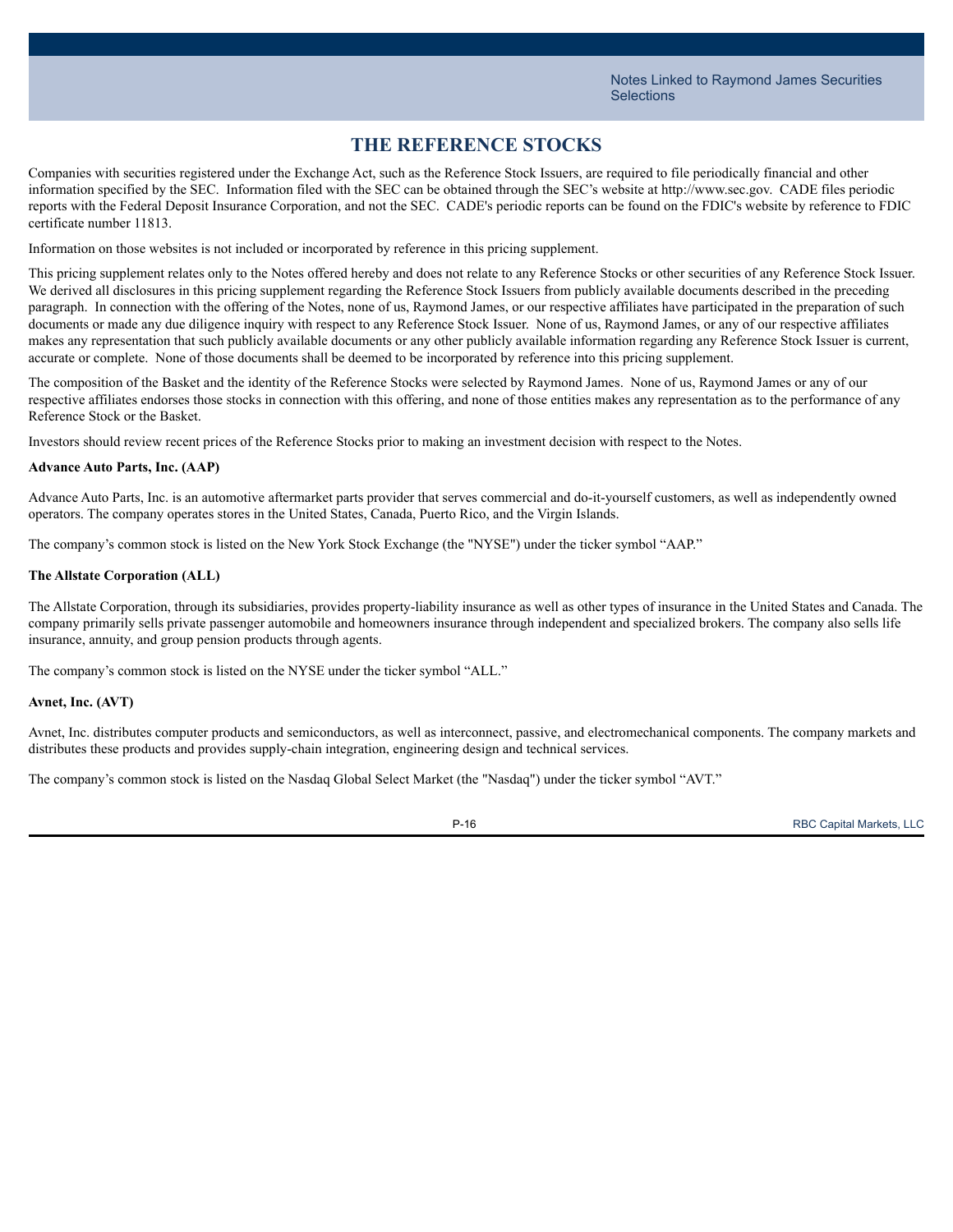## THE REFERENCE STOCKS

Companies with securities registered under the Exchange Act, such as the Reference Stock Issuers, are required to file periodically financial and other information specified by the SEC. Information filed with the SEC can be obtained through the SEC's website at http://www.sec.gov. CADE files periodic reports with the Federal Deposit Insurance Corporation, and not the SEC. CADE's periodic reports can be found on the FDIC's website by reference to FDIC certificate number 11813.

Information on those websites is not included or incorporated by reference in this pricing supplement.

This pricing supplement relates only to the Notes offered hereby and does not relate to any Reference Stocks or other securities of any Reference Stock Issuer. We derived all disclosures in this pricing supplement regarding the Reference Stock Issuers from publicly available documents described in the preceding paragraph. In connection with the offering of the Notes, none of us, Raymond James, or our respective affiliates have participated in the preparation of such documents or made any due diligence inquiry with respect to any Reference Stock Issuer. None of us, Raymond James, or any of our respective affiliates makes any representation that such publicly available documents or any other publicly available information regarding any Reference Stock Issuer is current, accurate or complete. None of those documents shall be deemed to be incorporated by reference into this pricing supplement.

The composition of the Basket and the identity of the Reference Stocks were selected by Raymond James. None of us, Raymond James or any of our respective affiliates endorses those stocks in connection with this offering, and none of those entities makes any representation as to the performance of any Reference Stock or the Basket.

Investors should review recent prices of the Reference Stocks prior to making an investment decision with respect to the Notes.

**Advance Auto Parts, Inc. (AAP)**

Advance Auto Parts, Inc. is an automotive aftermarket parts provider that serves commercial and do-it-yourself customers, as well as independently owned operators. The company operates stores in the United States, Canada, Puerto Rico, and the Virgin Islands.

The company's common stock is listed on the New York Stock Exchange (the "NYSE") under the ticker symbol "AAP."

**The Allstate Corporation (ALL)**

The Allstate Corporation, through its subsidiaries, provides property-liability insurance as well as other types of insurance in the United States and Canada. The company primarily sells private passenger automobile and homeowners insurance through independent and specialized brokers. The company also sells life insurance, annuity, and group pension products through agents.

The company's common stock is listed on the NYSE under the ticker symbol "ALL."

**Avnet, Inc. (AVT)**

Avnet, Inc. distributes computer products and semiconductors, as well as interconnect, passive, and electromechanical components. The company markets and distributes these products and provides supply-chain integration, engineering design and technical services.

The company's common stock is listed on the Nasdaq Global Select Market (the "Nasdaq") under the ticker symbol "AVT."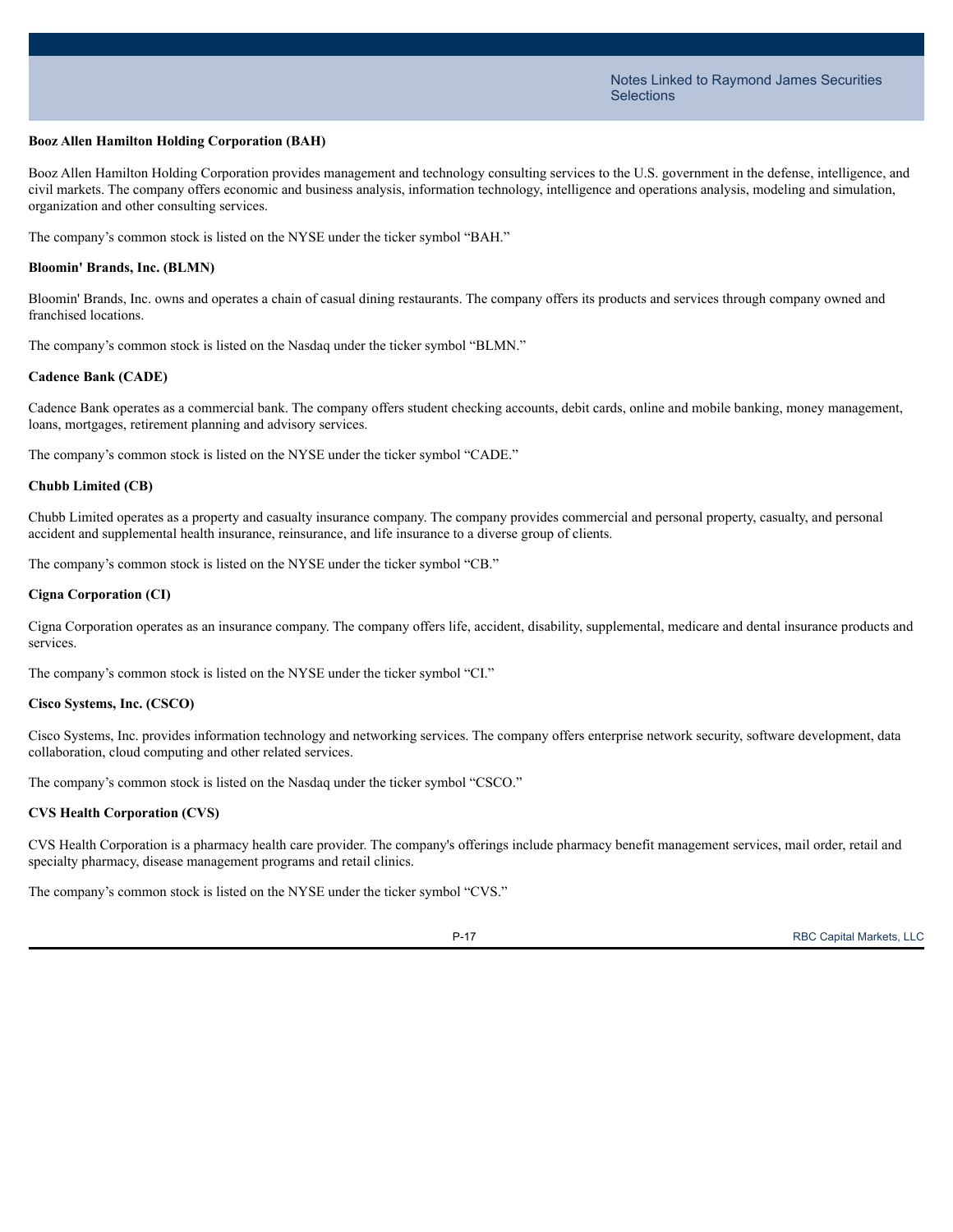**Booz Allen Hamilton Holding Corporation (BAH)**

Booz Allen Hamilton Holding Corporation provides management and technology consulting services to the U.S. government in the defense, intelligence, and civil markets. The company offers economic and business analysis, information technology, intelligence and operations analysis, modeling and simulation, organization and other consulting services.

The company's common stock is listed on the NYSE under the ticker symbol "BAH."

**Bloomin' Brands, Inc. (BLMN)**

Bloomin' Brands, Inc. owns and operates a chain of casual dining restaurants. The company offers its products and services through company owned and franchised locations.

The company's common stock is listed on the Nasdaq under the ticker symbol "BLMN."

**Cadence Bank (CADE)**

Cadence Bank operates as a commercial bank. The company offers student checking accounts, debit cards, online and mobile banking, money management, loans, mortgages, retirement planning and advisory services.

The company's common stock is listed on the NYSE under the ticker symbol "CADE."

**Chubb Limited (CB)**

Chubb Limited operates as a property and casualty insurance company. The company provides commercial and personal property, casualty, and personal accident and supplemental health insurance, reinsurance, and life insurance to a diverse group of clients.

The company's common stock is listed on the NYSE under the ticker symbol "CB."

**Cigna Corporation (CI)**

Cigna Corporation operates as an insurance company. The company offers life, accident, disability, supplemental, medicare and dental insurance products and services.

The company's common stock is listed on the NYSE under the ticker symbol "CI."

**Cisco Systems, Inc. (CSCO)**

Cisco Systems, Inc. provides information technology and networking services. The company offers enterprise network security, software development, data collaboration, cloud computing and other related services.

The company's common stock is listed on the Nasdaq under the ticker symbol "CSCO."

**CVS Health Corporation (CVS)**

CVS Health Corporation is a pharmacy health care provider. The company's offerings include pharmacy benefit management services, mail order, retail and specialty pharmacy, disease management programs and retail clinics.

The company's common stock is listed on the NYSE under the ticker symbol "CVS."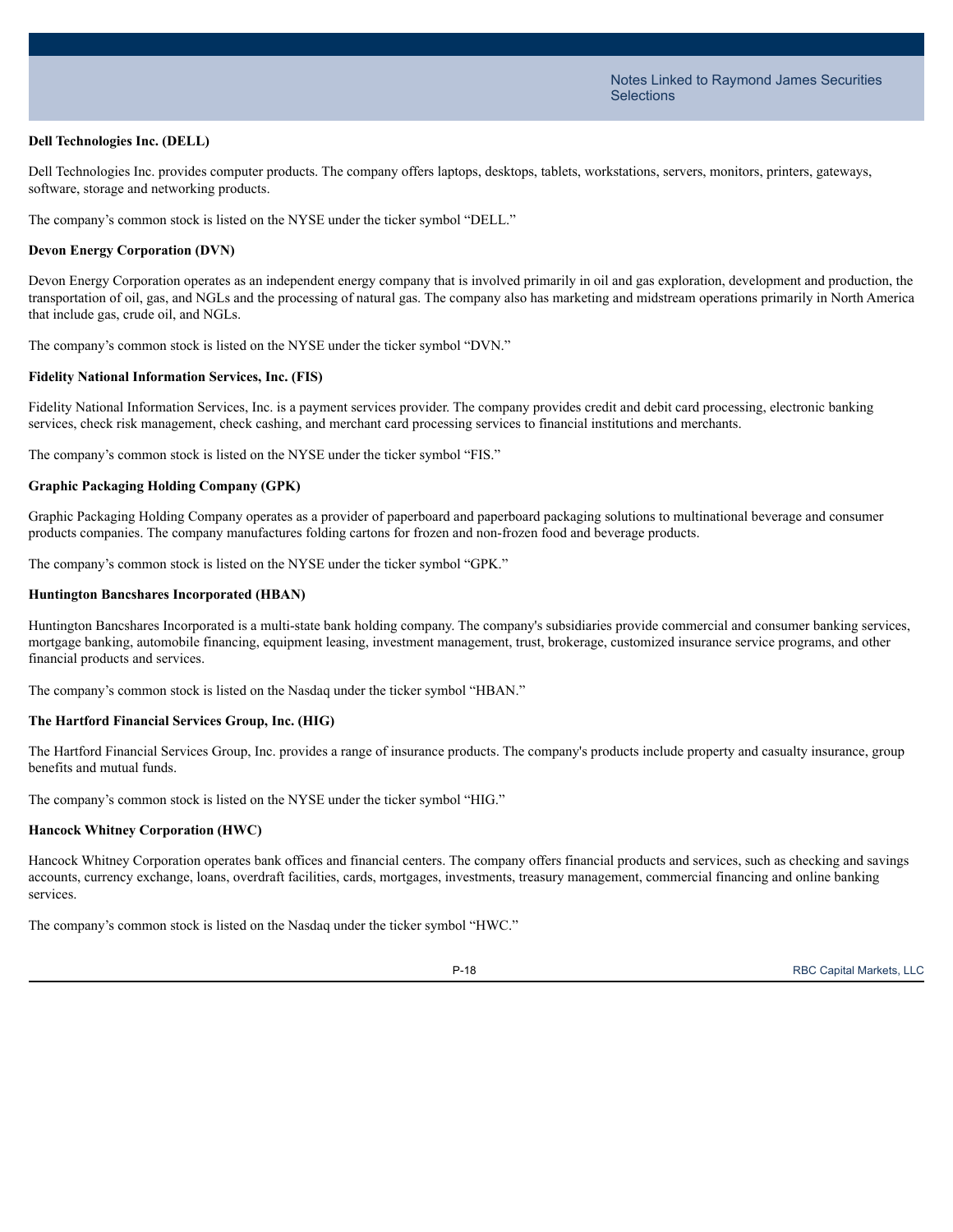**Dell Technologies Inc. (DELL)**

Dell Technologies Inc. provides computer products. The company offers laptops, desktops, tablets, workstations, servers, monitors, printers, gateways, software, storage and networking products.

The company's common stock is listed on the NYSE under the ticker symbol "DELL."

**Devon Energy Corporation (DVN)**

Devon Energy Corporation operates as an independent energy company that is involved primarily in oil and gas exploration, development and production, the transportation of oil, gas, and NGLs and the processing of natural gas. The company also has marketing and midstream operations primarily in North America that include gas, crude oil, and NGLs.

The company's common stock is listed on the NYSE under the ticker symbol "DVN."

**Fidelity National Information Services, Inc. (FIS)**

Fidelity National Information Services, Inc. is a payment services provider. The company provides credit and debit card processing, electronic banking services, check risk management, check cashing, and merchant card processing services to financial institutions and merchants.

The company's common stock is listed on the NYSE under the ticker symbol "FIS."

**Graphic Packaging Holding Company (GPK)**

Graphic Packaging Holding Company operates as a provider of paperboard and paperboard packaging solutions to multinational beverage and consumer products companies. The company manufactures folding cartons for frozen and non-frozen food and beverage products.

The company's common stock is listed on the NYSE under the ticker symbol "GPK."

**Huntington Bancshares Incorporated (HBAN)**

Huntington Bancshares Incorporated is a multi-state bank holding company. The company's subsidiaries provide commercial and consumer banking services, mortgage banking, automobile financing, equipment leasing, investment management, trust, brokerage, customized insurance service programs, and other financial products and services.

The company's common stock is listed on the Nasdaq under the ticker symbol "HBAN."

**The Hartford Financial Services Group, Inc. (HIG)**

The Hartford Financial Services Group, Inc. provides a range of insurance products. The company's products include property and casualty insurance, group benefits and mutual funds.

The company's common stock is listed on the NYSE under the ticker symbol "HIG."

**Hancock Whitney Corporation (HWC)**

Hancock Whitney Corporation operates bank offices and financial centers. The company offers financial products and services, such as checking and savings accounts, currency exchange, loans, overdraft facilities, cards, mortgages, investments, treasury management, commercial financing and online banking services.

The company's common stock is listed on the Nasdaq under the ticker symbol "HWC."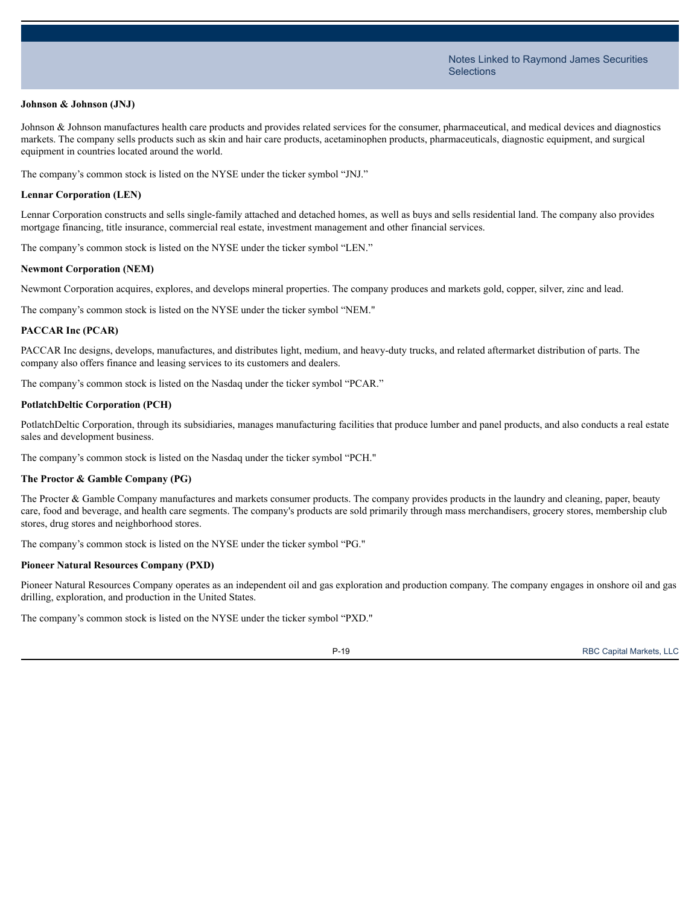**Johnson & Johnson (JNJ)**

Johnson & Johnson manufactures health care products and provides related services for the consumer, pharmaceutical, and medical devices and diagnostics markets. The company sells products such as skin and hair care products, acetaminophen products, pharmaceuticals, diagnostic equipment, and surgical equipment in countries located around the world.

The company's common stock is listed on the NYSE under the ticker symbol "JNJ."

**Lennar Corporation (LEN)**

Lennar Corporation constructs and sells single-family attached and detached homes, as well as buys and sells residential land. The company also provides mortgage financing, title insurance, commercial real estate, investment management and other financial services.

The company's common stock is listed on the NYSE under the ticker symbol "LEN."

**Newmont Corporation (NEM)**

Newmont Corporation acquires, explores, and develops mineral properties. The company produces and markets gold, copper, silver, zinc and lead.

The company's common stock is listed on the NYSE under the ticker symbol "NEM."

**PACCAR Inc (PCAR)**

PACCAR Inc designs, develops, manufactures, and distributes light, medium, and heavy-duty trucks, and related aftermarket distribution of parts. The company also offers finance and leasing services to its customers and dealers.

The company's common stock is listed on the Nasdaq under the ticker symbol "PCAR."

**PotlatchDeltic Corporation (PCH)**

PotlatchDeltic Corporation, through its subsidiaries, manages manufacturing facilities that produce lumber and panel products, and also conducts a real estate sales and development business.

The company's common stock is listed on the Nasdaq under the ticker symbol "PCH."

**The Proctor & Gamble Company (PG)**

The Procter & Gamble Company manufactures and markets consumer products. The company provides products in the laundry and cleaning, paper, beauty care, food and beverage, and health care segments. The company's products are sold primarily through mass merchandisers, grocery stores, membership club stores, drug stores and neighborhood stores.

The company's common stock is listed on the NYSE under the ticker symbol "PG."

**Pioneer Natural Resources Company (PXD)**

Pioneer Natural Resources Company operates as an independent oil and gas exploration and production company. The company engages in onshore oil and gas drilling, exploration, and production in the United States.

The company's common stock is listed on the NYSE under the ticker symbol "PXD."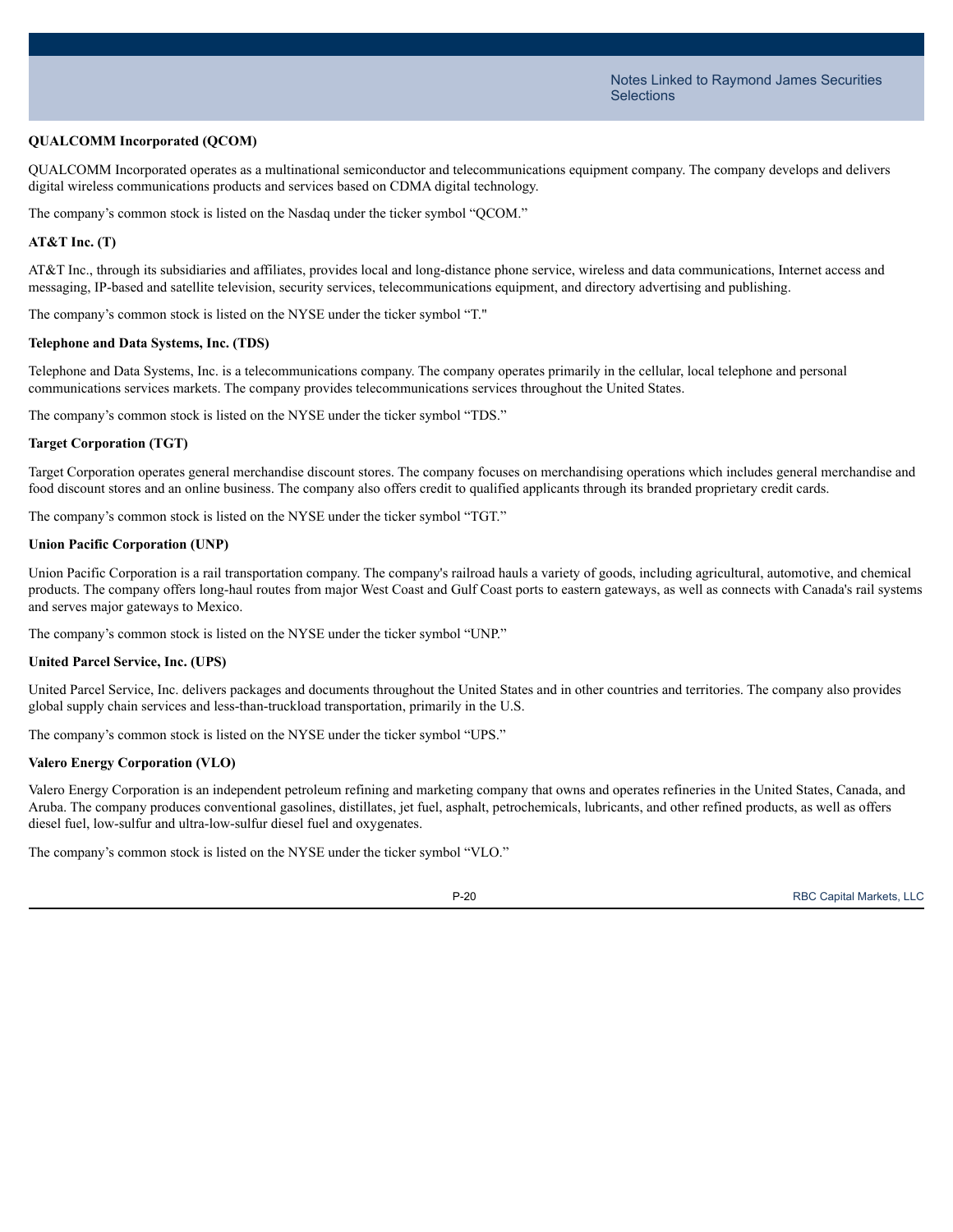**QUALCOMM Incorporated (QCOM)**

QUALCOMM Incorporated operates as a multinational semiconductor and telecommunications equipment company. The company develops and delivers digital wireless communications products and services based on CDMA digital technology.

The company's common stock is listed on the Nasdaq under the ticker symbol "QCOM."

**AT&T Inc. (T)**

AT&T Inc., through its subsidiaries and affiliates, provides local and long-distance phone service, wireless and data communications, Internet access and messaging, IP-based and satellite television, security services, telecommunications equipment, and directory advertising and publishing.

The company's common stock is listed on the NYSE under the ticker symbol "T."

**Telephone and Data Systems, Inc. (TDS)**

Telephone and Data Systems, Inc. is a telecommunications company. The company operates primarily in the cellular, local telephone and personal communications services markets. The company provides telecommunications services throughout the United States.

The company's common stock is listed on the NYSE under the ticker symbol "TDS."

**Target Corporation (TGT)**

Target Corporation operates general merchandise discount stores. The company focuses on merchandising operations which includes general merchandise and food discount stores and an online business. The company also offers credit to qualified applicants through its branded proprietary credit cards.

The company's common stock is listed on the NYSE under the ticker symbol "TGT."

**Union Pacific Corporation (UNP)**

Union Pacific Corporation is a rail transportation company. The company's railroad hauls a variety of goods, including agricultural, automotive, and chemical products. The company offers long-haul routes from major West Coast and Gulf Coast ports to eastern gateways, as well as connects with Canada's rail systems and serves major gateways to Mexico.

The company's common stock is listed on the NYSE under the ticker symbol "UNP."

**United Parcel Service, Inc. (UPS)**

United Parcel Service, Inc. delivers packages and documents throughout the United States and in other countries and territories. The company also provides global supply chain services and less-than-truckload transportation, primarily in the U.S.

The company's common stock is listed on the NYSE under the ticker symbol "UPS."

**Valero Energy Corporation (VLO)**

Valero Energy Corporation is an independent petroleum refining and marketing company that owns and operates refineries in the United States, Canada, and Aruba. The company produces conventional gasolines, distillates, jet fuel, asphalt, petrochemicals, lubricants, and other refined products, as well as offers diesel fuel, low-sulfur and ultra-low-sulfur diesel fuel and oxygenates.

The company's common stock is listed on the NYSE under the ticker symbol "VLO."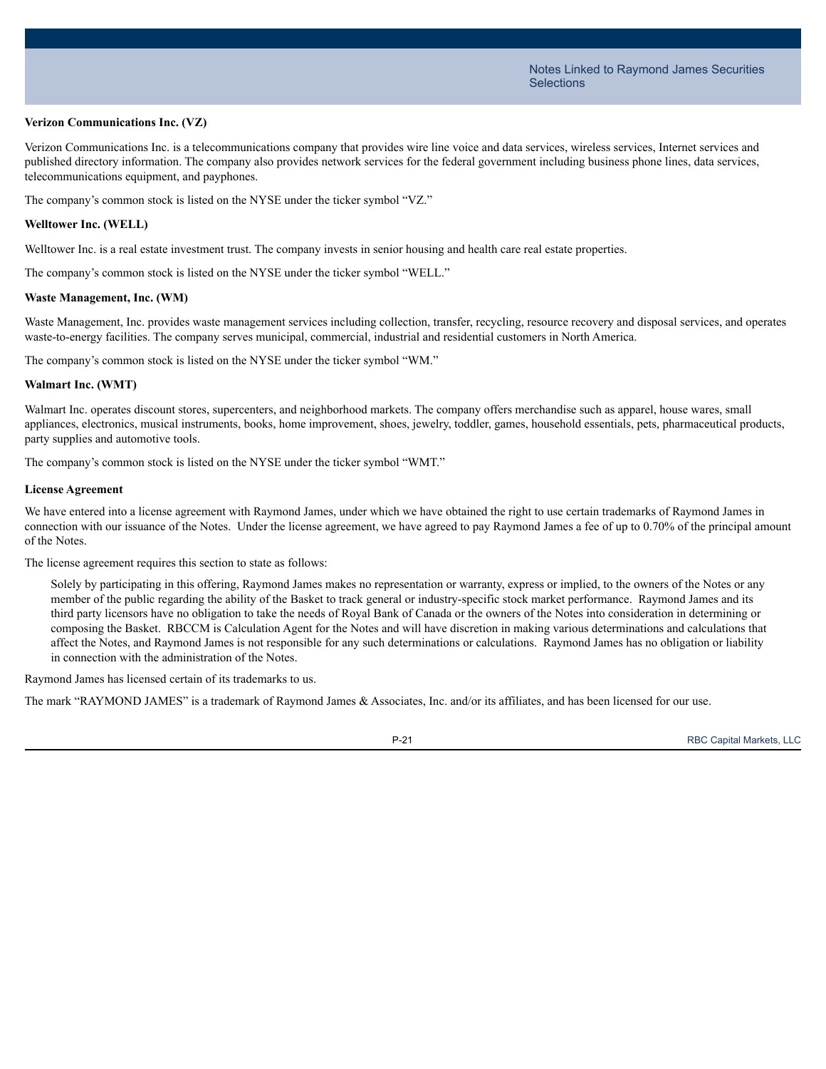**Verizon Communications Inc. (VZ)**

Verizon Communications Inc. is a telecommunications company that provides wire line voice and data services, wireless services, Internet services and published directory information. The company also provides network services for the federal government including business phone lines, data services, telecommunications equipment, and payphones.

The company's common stock is listed on the NYSE under the ticker symbol "VZ."

**Welltower Inc. (WELL)**

Welltower Inc. is a real estate investment trust. The company invests in senior housing and health care real estate properties.

The company's common stock is listed on the NYSE under the ticker symbol "WELL."

**Waste Management, Inc. (WM)**

Waste Management, Inc. provides waste management services including collection, transfer, recycling, resource recovery and disposal services, and operates waste-to-energy facilities. The company serves municipal, commercial, industrial and residential customers in North America.

The company's common stock is listed on the NYSE under the ticker symbol "WM."

**Walmart Inc. (WMT)**

Walmart Inc. operates discount stores, supercenters, and neighborhood markets. The company offers merchandise such as apparel, house wares, small appliances, electronics, musical instruments, books, home improvement, shoes, jewelry, toddler, games, household essentials, pets, pharmaceutical products, party supplies and automotive tools.

The company's common stock is listed on the NYSE under the ticker symbol "WMT."

**License Agreement**

We have entered into a license agreement with Raymond James, under which we have obtained the right to use certain trademarks of Raymond James in connection with our issuance of the Notes. Under the license agreement, we have agreed to pay Raymond James a fee of up to 0.70% of the principal amount of the Notes.

The license agreement requires this section to state as follows:

> Solely by participating in this offering, Raymond James makes no representation or warranty, express or implied, to the owners of the Notes or any member of the public regarding the ability of the Basket to track general or industry-specific stock market performance. Raymond James and its third party licensors have no obligation to take the needs of Royal Bank of Canada or the owners of the Notes into consideration in determining or composing the Basket. RBCCM is Calculation Agent for the Notes and will have discretion in making various determinations and calculations that affect the Notes, and Raymond James is not responsible for any such determinations or calculations. Raymond James has no obligation or liability in connection with the administration of the Notes.

Raymond James has licensed certain of its trademarks to us.

The mark "RAYMOND JAMES" is a trademark of Raymond James & Associates, Inc. and/or its affiliates, and has been licensed for our use.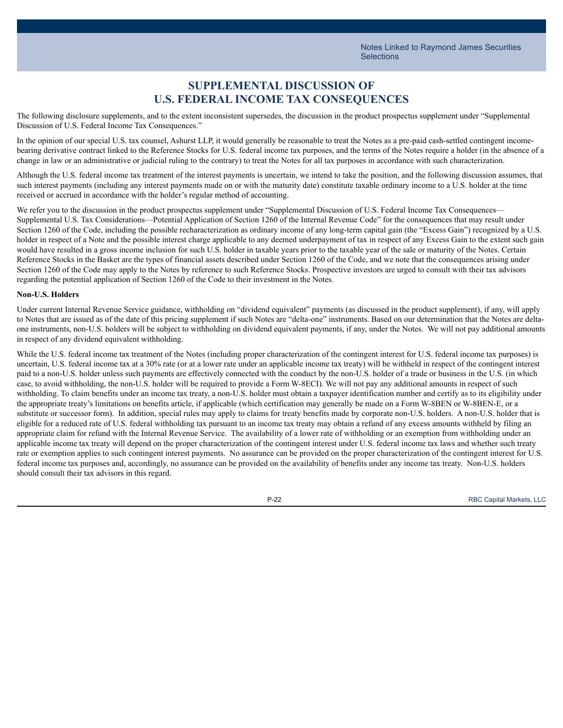# SUPPLEMENTAL DISCUSSION OF U.S. FEDERAL INCOME TAX CONSEQUENCES

The following disclosure supplements, and to the extent inconsistent supersedes, the discussion in the product prospectus supplement under "Supplemental Discussion of U.S. Federal Income Tax Consequences."

In the opinion of our special U.S. tax counsel, Ashurst LLP, it would generally be reasonable to treat the Notes as a pre-paid cash-settled contingent income-bearing derivative contract linked to the Reference Stocks for U.S. federal income tax purposes, and the terms of the Notes require a holder (in the absence of a change in law or an administrative or judicial ruling to the contrary) to treat the Notes for all tax purposes in accordance with such characterization.

Although the U.S. federal income tax treatment of the interest payments is uncertain, we intend to take the position, and the following discussion assumes, that such interest payments (including any interest payments made on or with the maturity date) constitute taxable ordinary income to a U.S. holder at the time received or accrued in accordance with the holder's regular method of accounting.

We refer you to the discussion in the product prospectus supplement under "Supplemental Discussion of U.S. Federal Income Tax Consequences—Supplemental U.S. Tax Considerations—Potential Application of Section 1260 of the Internal Revenue Code" for the consequences that may result under Section 1260 of the Code, including the possible recharacterization as ordinary income of any long-term capital gain (the "Excess Gain") recognized by a U.S. holder in respect of a Note and the possible interest charge applicable to any deemed underpayment of tax in respect of any Excess Gain to the extent such gain would have resulted in a gross income inclusion for such U.S. holder in taxable years prior to the taxable year of the sale or maturity of the Notes. Certain Reference Stocks in the Basket are the types of financial assets described under Section 1260 of the Code, and we note that the consequences arising under Section 1260 of the Code may apply to the Notes by reference to such Reference Stocks. Prospective investors are urged to consult with their tax advisors regarding the potential application of Section 1260 of the Code to their investment in the Notes.

**Non-U.S. Holders**

Under current Internal Revenue Service guidance, withholding on "dividend equivalent" payments (as discussed in the product supplement), if any, will apply to Notes that are issued as of the date of this pricing supplement if such Notes are "delta-one" instruments. Based on our determination that the Notes are delta-one instruments, non-U.S. holders will be subject to withholding on dividend equivalent payments, if any, under the Notes. We will not pay additional amounts in respect of any dividend equivalent withholding.

While the U.S. federal income tax treatment of the Notes (including proper characterization of the contingent interest for U.S. federal income tax purposes) is uncertain, U.S. federal income tax at a 30% rate (or at a lower rate under an applicable income tax treaty) will be withheld in respect of the contingent interest paid to a non-U.S. holder unless such payments are effectively connected with the conduct by the non-U.S. holder of a trade or business in the U.S. (in which case, to avoid withholding, the non-U.S. holder will be required to provide a Form W-8ECI). We will not pay any additional amounts in respect of such withholding. To claim benefits under an income tax treaty, a non-U.S. holder must obtain a taxpayer identification number and certify as to its eligibility under the appropriate treaty's limitations on benefits article, if applicable (which certification may generally be made on a Form W-8BEN or W-8BEN-E, or a substitute or successor form). In addition, special rules may apply to claims for treaty benefits made by corporate non-U.S. holders. A non-U.S. holder that is eligible for a reduced rate of U.S. federal withholding tax pursuant to an income tax treaty may obtain a refund of any excess amounts withheld by filing an appropriate claim for refund with the Internal Revenue Service. The availability of a lower rate of withholding or an exemption from withholding under an applicable income tax treaty will depend on the proper characterization of the contingent interest under U.S. federal income tax laws and whether such treaty rate or exemption applies to such contingent interest payments. No assurance can be provided on the proper characterization of the contingent interest for U.S. federal income tax purposes and, accordingly, no assurance can be provided on the availability of benefits under any income tax treaty. Non-U.S. holders should consult their tax advisors in this regard.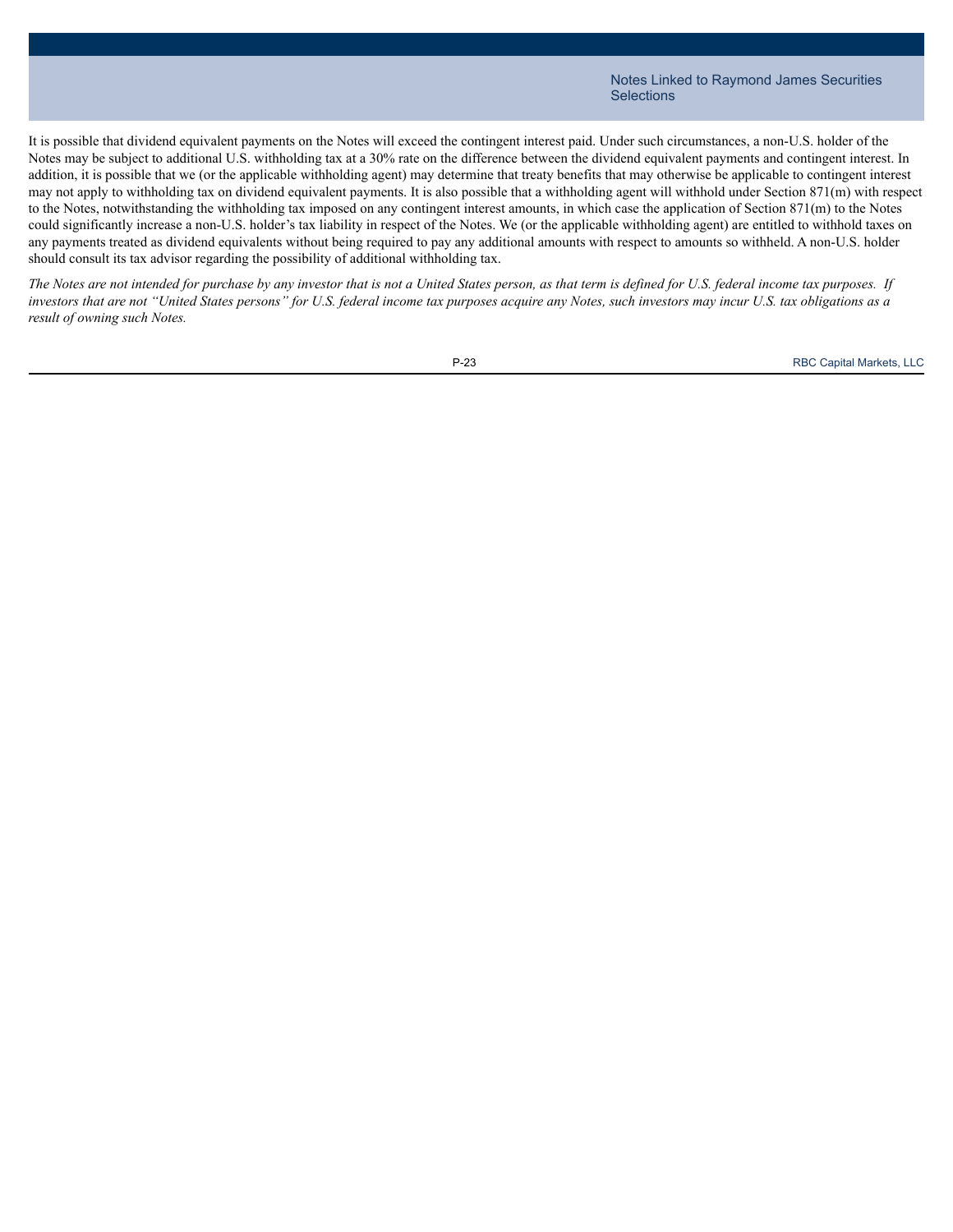It is possible that dividend equivalent payments on the Notes will exceed the contingent interest paid. Under such circumstances, a non-U.S. holder of the Notes may be subject to additional U.S. withholding tax at a 30% rate on the difference between the dividend equivalent payments and contingent interest. In addition, it is possible that we (or the applicable withholding agent) may determine that treaty benefits that may otherwise be applicable to contingent interest may not apply to withholding tax on dividend equivalent payments. It is also possible that a withholding agent will withhold under Section 871(m) with respect to the Notes, notwithstanding the withholding tax imposed on any contingent interest amounts, in which case the application of Section 871(m) to the Notes could significantly increase a non-U.S. holder's tax liability in respect of the Notes. We (or the applicable withholding agent) are entitled to withhold taxes on any payments treated as dividend equivalents without being required to pay any additional amounts with respect to amounts so withheld. A non-U.S. holder should consult its tax advisor regarding the possibility of additional withholding tax.

*The Notes are not intended for purchase by any investor that is not a United States person, as that term is defined for U.S. federal income tax purposes. If investors that are not "United States persons" for U.S. federal income tax purposes acquire any Notes, such investors may incur U.S. tax obligations as a result of owning such Notes.*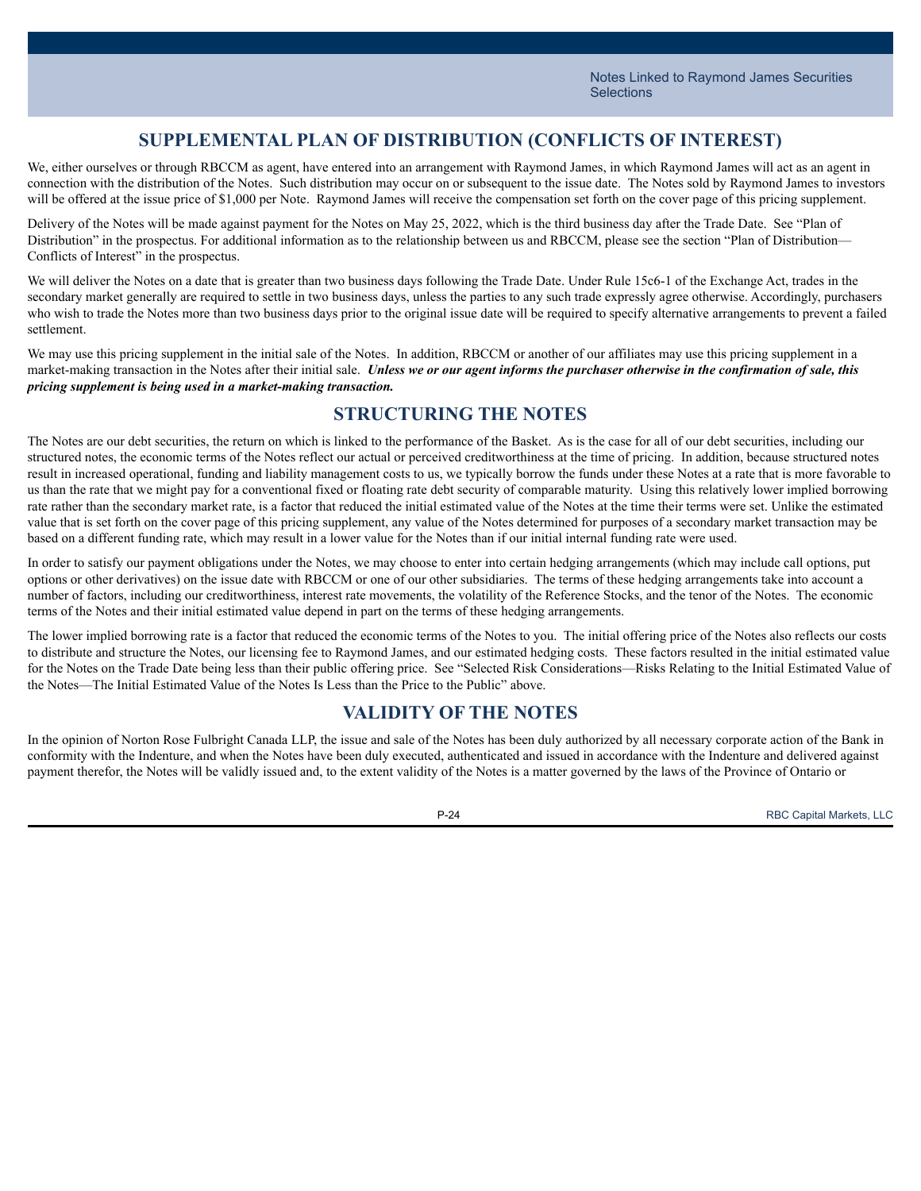## SUPPLEMENTAL PLAN OF DISTRIBUTION (CONFLICTS OF INTEREST)

We, either ourselves or through RBCCM as agent, have entered into an arrangement with Raymond James, in which Raymond James will act as an agent in connection with the distribution of the Notes. Such distribution may occur on or subsequent to the issue date. The Notes sold by Raymond James to investors will be offered at the issue price of $1,000 per Note. Raymond James will receive the compensation set forth on the cover page of this pricing supplement.

Delivery of the Notes will be made against payment for the Notes on May 25, 2022, which is the third business day after the Trade Date. See "Plan of Distribution" in the prospectus. For additional information as to the relationship between us and RBCCM, please see the section "Plan of Distribution—Conflicts of Interest" in the prospectus.

We will deliver the Notes on a date that is greater than two business days following the Trade Date. Under Rule 15c6-1 of the Exchange Act, trades in the secondary market generally are required to settle in two business days, unless the parties to any such trade expressly agree otherwise. Accordingly, purchasers who wish to trade the Notes more than two business days prior to the original issue date will be required to specify alternative arrangements to prevent a failed settlement.

We may use this pricing supplement in the initial sale of the Notes. In addition, RBCCM or another of our affiliates may use this pricing supplement in a market-making transaction in the Notes after their initial sale. ***Unless we or our agent informs the purchaser otherwise in the confirmation of sale, this pricing supplement is being used in a market-making transaction.***

## STRUCTURING THE NOTES

The Notes are our debt securities, the return on which is linked to the performance of the Basket. As is the case for all of our debt securities, including our structured notes, the economic terms of the Notes reflect our actual or perceived creditworthiness at the time of pricing. In addition, because structured notes result in increased operational, funding and liability management costs to us, we typically borrow the funds under these Notes at a rate that is more favorable to us than the rate that we might pay for a conventional fixed or floating rate debt security of comparable maturity. Using this relatively lower implied borrowing rate rather than the secondary market rate, is a factor that reduced the initial estimated value of the Notes at the time their terms were set. Unlike the estimated value that is set forth on the cover page of this pricing supplement, any value of the Notes determined for purposes of a secondary market transaction may be based on a different funding rate, which may result in a lower value for the Notes than if our initial internal funding rate were used.

In order to satisfy our payment obligations under the Notes, we may choose to enter into certain hedging arrangements (which may include call options, put options or other derivatives) on the issue date with RBCCM or one of our other subsidiaries. The terms of these hedging arrangements take into account a number of factors, including our creditworthiness, interest rate movements, the volatility of the Reference Stocks, and the tenor of the Notes. The economic terms of the Notes and their initial estimated value depend in part on the terms of these hedging arrangements.

The lower implied borrowing rate is a factor that reduced the economic terms of the Notes to you. The initial offering price of the Notes also reflects our costs to distribute and structure the Notes, our licensing fee to Raymond James, and our estimated hedging costs. These factors resulted in the initial estimated value for the Notes on the Trade Date being less than their public offering price. See "Selected Risk Considerations—Risks Relating to the Initial Estimated Value of the Notes—The Initial Estimated Value of the Notes Is Less than the Price to the Public" above.

## VALIDITY OF THE NOTES

In the opinion of Norton Rose Fulbright Canada LLP, the issue and sale of the Notes has been duly authorized by all necessary corporate action of the Bank in conformity with the Indenture, and when the Notes have been duly executed, authenticated and issued in accordance with the Indenture and delivered against payment therefor, the Notes will be validly issued and, to the extent validity of the Notes is a matter governed by the laws of the Province of Ontario or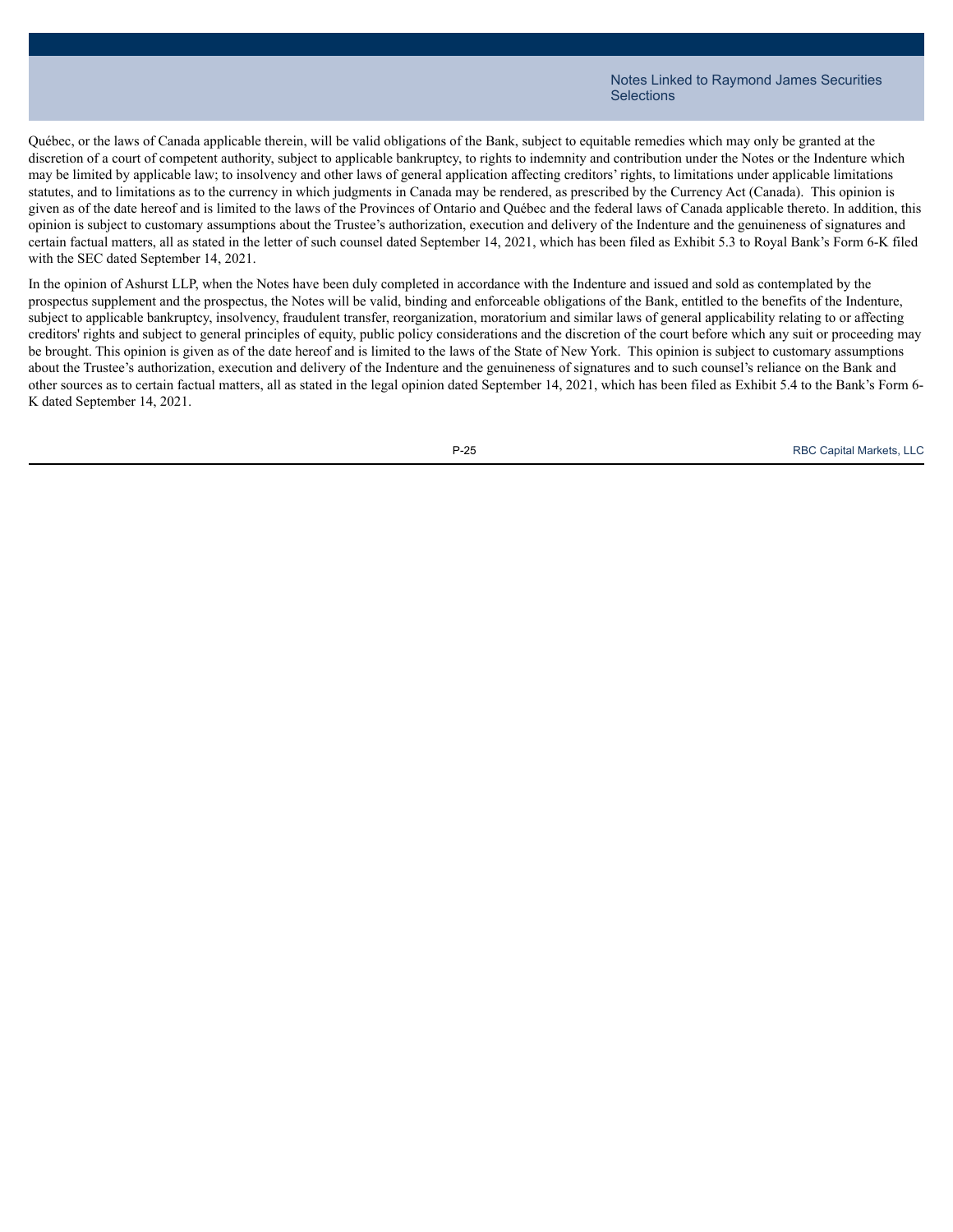Québec, or the laws of Canada applicable therein, will be valid obligations of the Bank, subject to equitable remedies which may only be granted at the discretion of a court of competent authority, subject to applicable bankruptcy, to rights to indemnity and contribution under the Notes or the Indenture which may be limited by applicable law; to insolvency and other laws of general application affecting creditors' rights, to limitations under applicable limitations statutes, and to limitations as to the currency in which judgments in Canada may be rendered, as prescribed by the Currency Act (Canada). This opinion is given as of the date hereof and is limited to the laws of the Provinces of Ontario and Québec and the federal laws of Canada applicable thereto. In addition, this opinion is subject to customary assumptions about the Trustee's authorization, execution and delivery of the Indenture and the genuineness of signatures and certain factual matters, all as stated in the letter of such counsel dated September 14, 2021, which has been filed as Exhibit 5.3 to Royal Bank's Form 6-K filed with the SEC dated September 14, 2021.

In the opinion of Ashurst LLP, when the Notes have been duly completed in accordance with the Indenture and issued and sold as contemplated by the prospectus supplement and the prospectus, the Notes will be valid, binding and enforceable obligations of the Bank, entitled to the benefits of the Indenture, subject to applicable bankruptcy, insolvency, fraudulent transfer, reorganization, moratorium and similar laws of general applicability relating to or affecting creditors' rights and subject to general principles of equity, public policy considerations and the discretion of the court before which any suit or proceeding may be brought. This opinion is given as of the date hereof and is limited to the laws of the State of New York. This opinion is subject to customary assumptions about the Trustee's authorization, execution and delivery of the Indenture and the genuineness of signatures and to such counsel's reliance on the Bank and other sources as to certain factual matters, all as stated in the legal opinion dated September 14, 2021, which has been filed as Exhibit 5.4 to the Bank's Form 6-K dated September 14, 2021.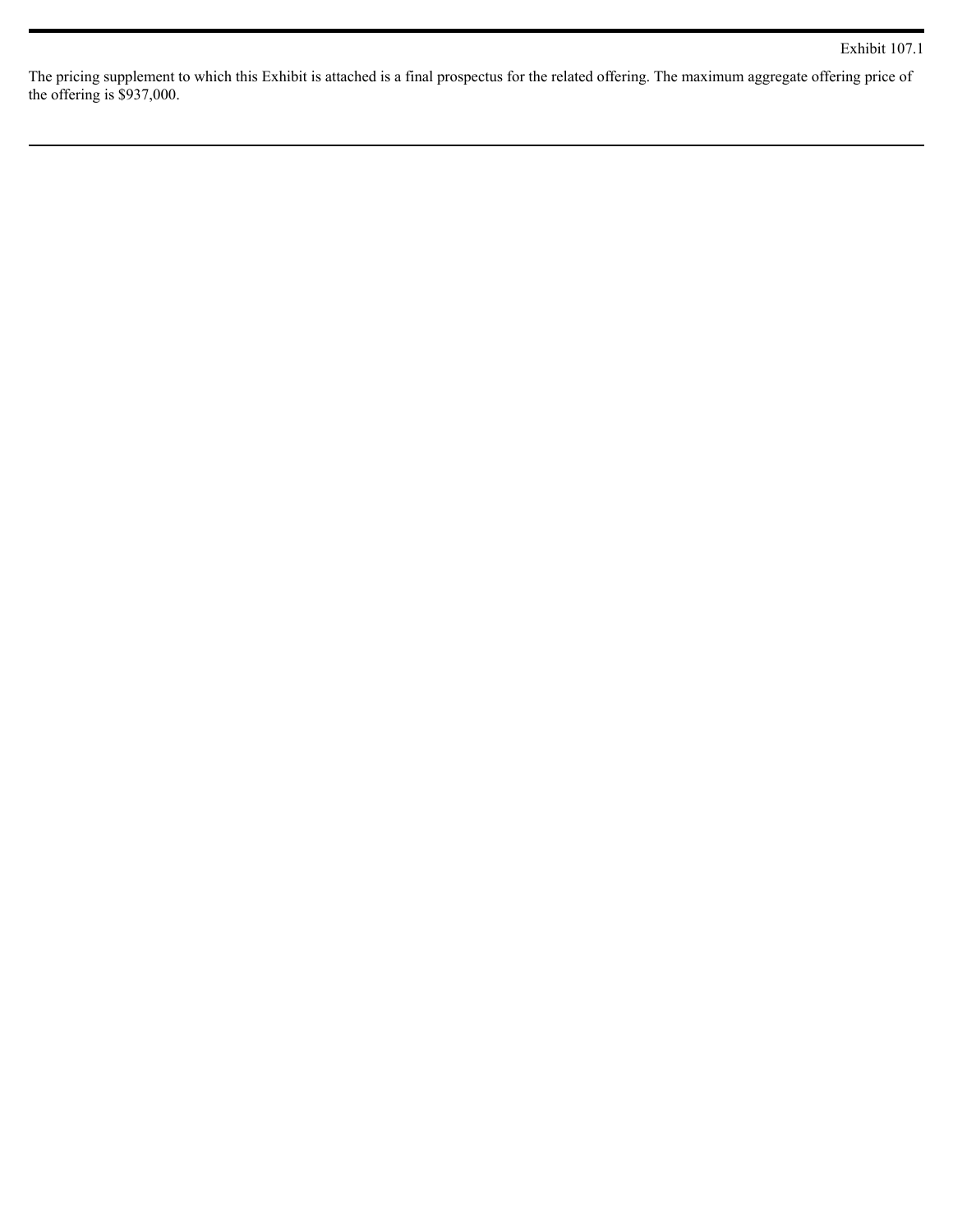Exhibit 107.1

The pricing supplement to which this Exhibit is attached is a final prospectus for the related offering. The maximum aggregate offering price of the offering is $937,000.